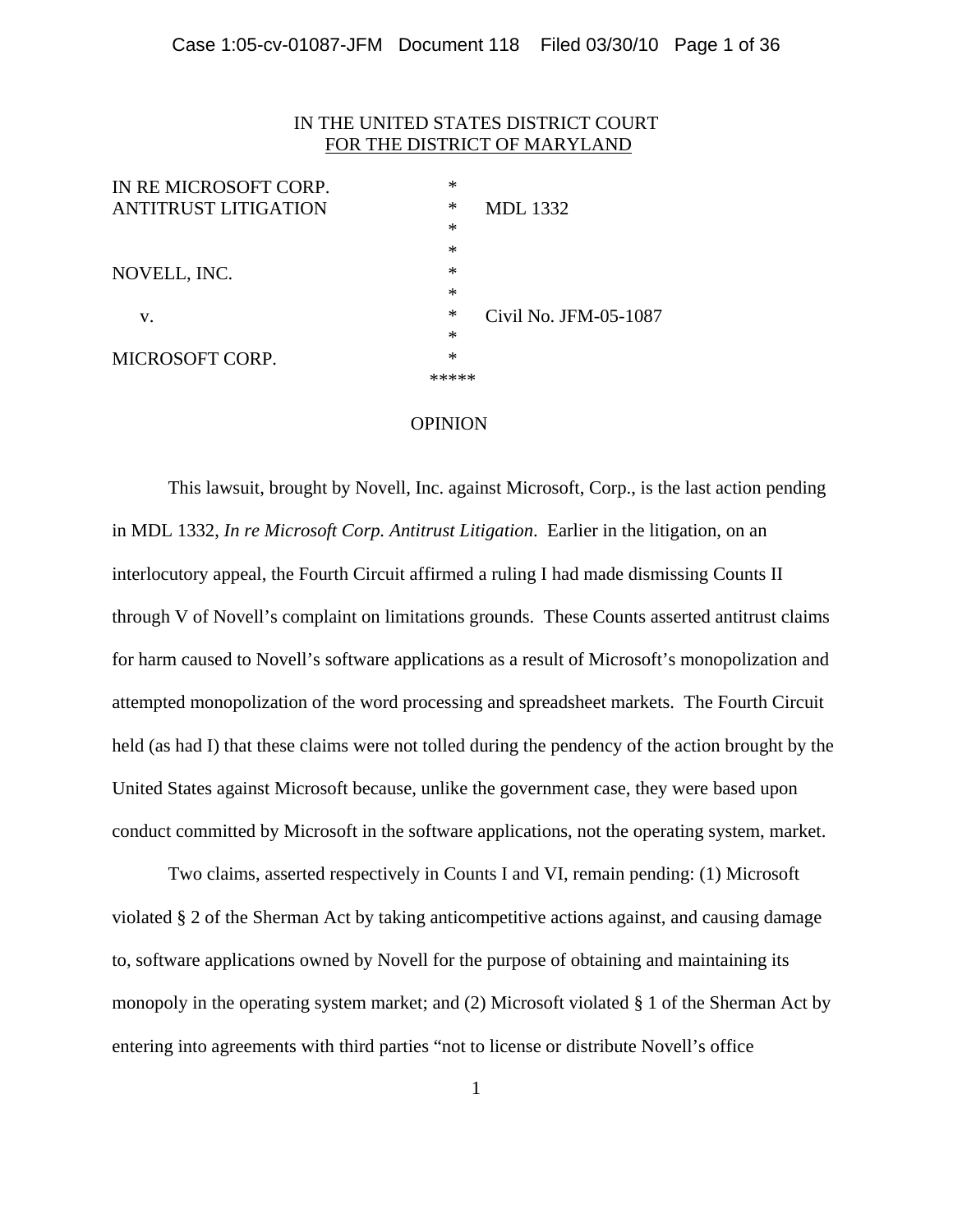IN THE UNITED STATES DISTRICT COURT
FOR THE DISTRICT OF MARYLAND

| | | |
|---|---|---|
| IN RE MICROSOFT CORP. | * | |
| ANTITRUST LITIGATION | * | MDL 1332 |
| | * | |
| | * | |
| NOVELL, INC. | * | |
| | * | |
| v. | * | Civil No. JFM-05-1087 |
| | * | |
| MICROSOFT CORP. | * | |
| | ***** | |

OPINION

This lawsuit, brought by Novell, Inc. against Microsoft, Corp., is the last action pending in MDL 1332, *In re Microsoft Corp. Antitrust Litigation*. Earlier in the litigation, on an interlocutory appeal, the Fourth Circuit affirmed a ruling I had made dismissing Counts II through V of Novell's complaint on limitations grounds. These Counts asserted antitrust claims for harm caused to Novell's software applications as a result of Microsoft's monopolization and attempted monopolization of the word processing and spreadsheet markets. The Fourth Circuit held (as had I) that these claims were not tolled during the pendency of the action brought by the United States against Microsoft because, unlike the government case, they were based upon conduct committed by Microsoft in the software applications, not the operating system, market.

Two claims, asserted respectively in Counts I and VI, remain pending: (1) Microsoft violated § 2 of the Sherman Act by taking anticompetitive actions against, and causing damage to, software applications owned by Novell for the purpose of obtaining and maintaining its monopoly in the operating system market; and (2) Microsoft violated § 1 of the Sherman Act by entering into agreements with third parties "not to license or distribute Novell's office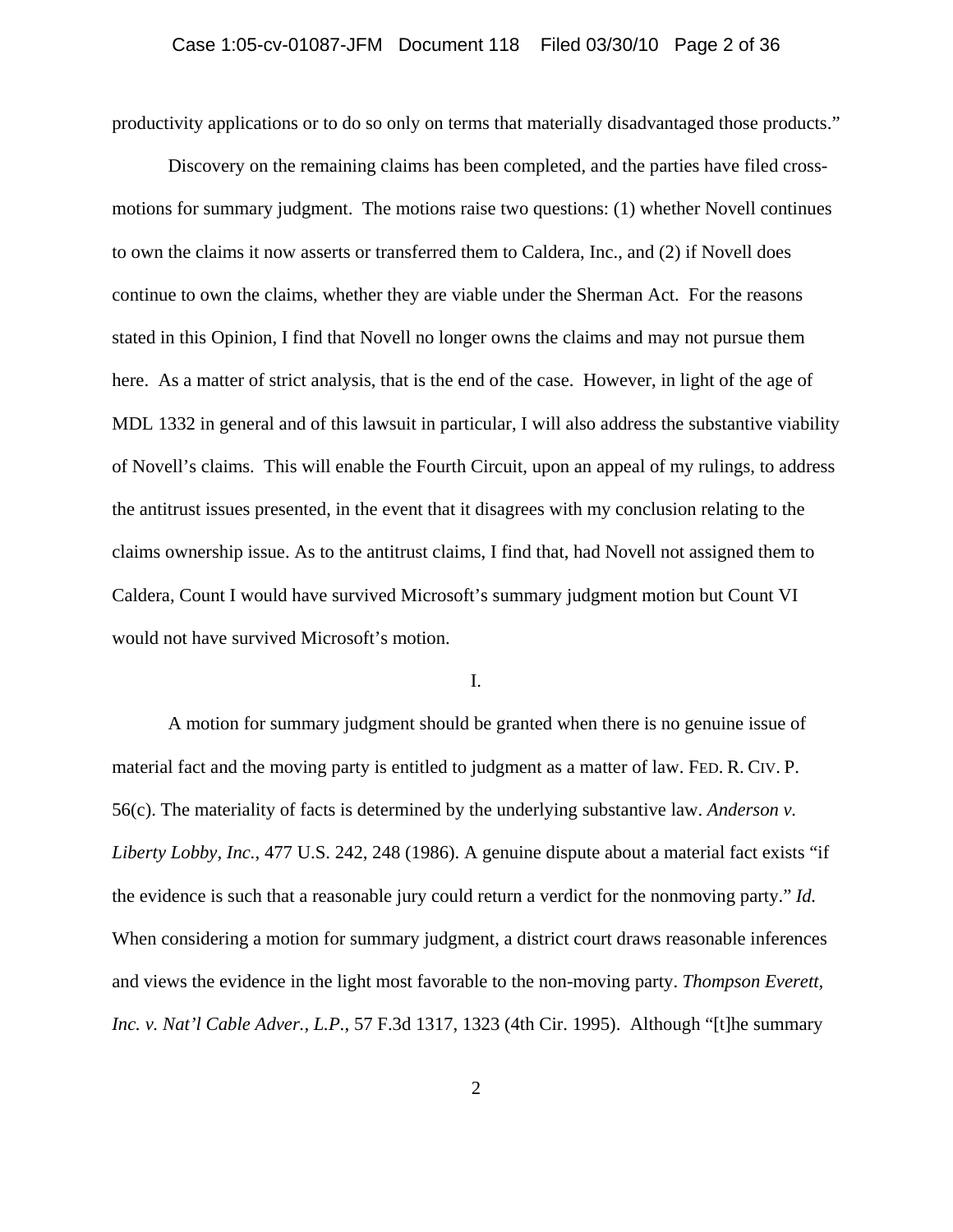productivity applications or to do so only on terms that materially disadvantaged those products."

Discovery on the remaining claims has been completed, and the parties have filed cross-motions for summary judgment. The motions raise two questions: (1) whether Novell continues to own the claims it now asserts or transferred them to Caldera, Inc., and (2) if Novell does continue to own the claims, whether they are viable under the Sherman Act. For the reasons stated in this Opinion, I find that Novell no longer owns the claims and may not pursue them here. As a matter of strict analysis, that is the end of the case. However, in light of the age of MDL 1332 in general and of this lawsuit in particular, I will also address the substantive viability of Novell's claims. This will enable the Fourth Circuit, upon an appeal of my rulings, to address the antitrust issues presented, in the event that it disagrees with my conclusion relating to the claims ownership issue. As to the antitrust claims, I find that, had Novell not assigned them to Caldera, Count I would have survived Microsoft's summary judgment motion but Count VI would not have survived Microsoft's motion.

I.

A motion for summary judgment should be granted when there is no genuine issue of material fact and the moving party is entitled to judgment as a matter of law. FED. R. CIV. P. 56(c). The materiality of facts is determined by the underlying substantive law. *Anderson v. Liberty Lobby, Inc.*, 477 U.S. 242, 248 (1986). A genuine dispute about a material fact exists "if the evidence is such that a reasonable jury could return a verdict for the nonmoving party." *Id.* When considering a motion for summary judgment, a district court draws reasonable inferences and views the evidence in the light most favorable to the non-moving party. *Thompson Everett, Inc. v. Nat'l Cable Adver., L.P.*, 57 F.3d 1317, 1323 (4th Cir. 1995). Although "[t]he summary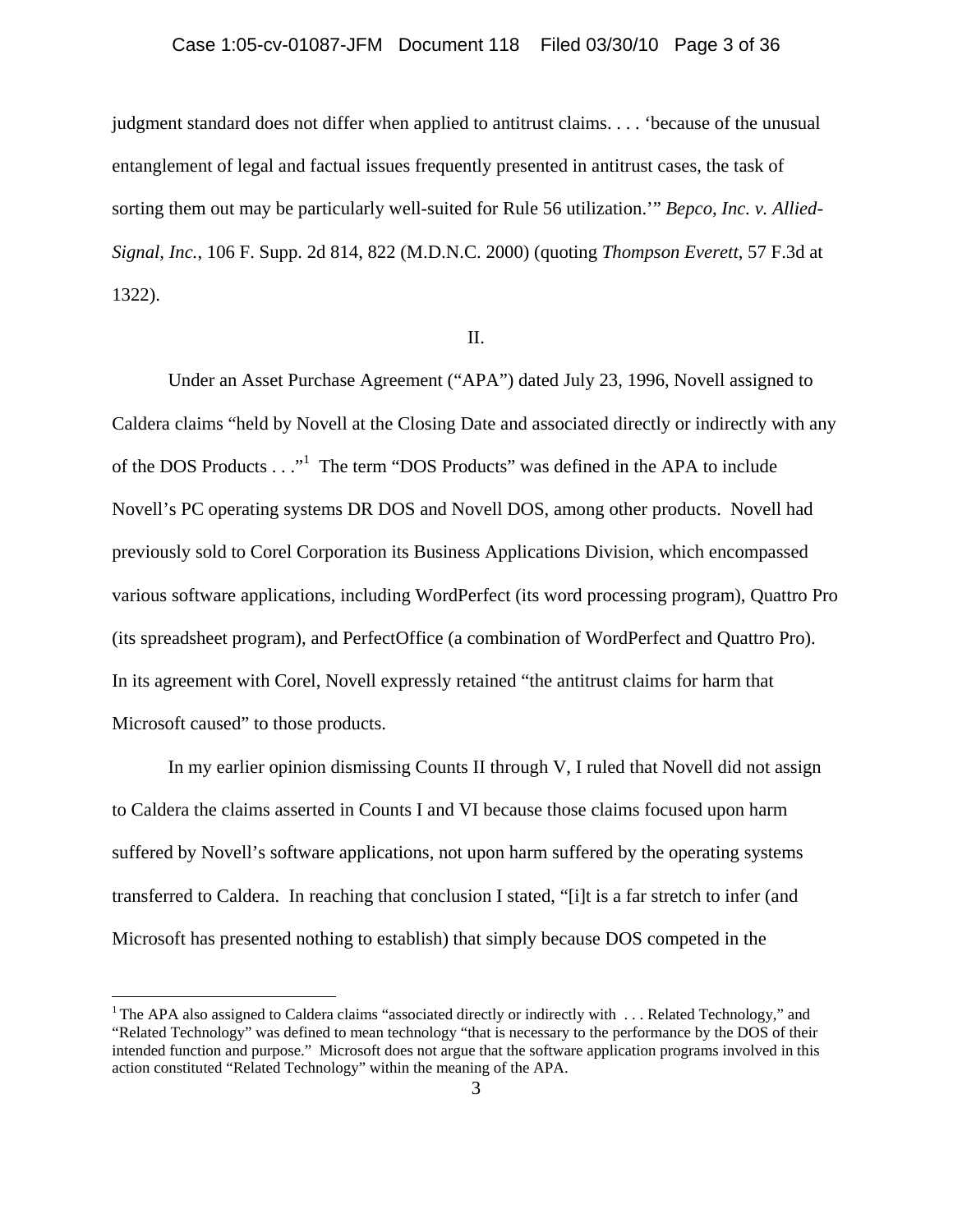judgment standard does not differ when applied to antitrust claims. . . . 'because of the unusual entanglement of legal and factual issues frequently presented in antitrust cases, the task of sorting them out may be particularly well-suited for Rule 56 utilization.'" *Bepco, Inc. v. Allied-Signal, Inc.*, 106 F. Supp. 2d 814, 822 (M.D.N.C. 2000) (quoting *Thompson Everett*, 57 F.3d at 1322).

II.

Under an Asset Purchase Agreement ("APA") dated July 23, 1996, Novell assigned to Caldera claims "held by Novell at the Closing Date and associated directly or indirectly with any of the DOS Products . . ."[1] The term "DOS Products" was defined in the APA to include Novell's PC operating systems DR DOS and Novell DOS, among other products. Novell had previously sold to Corel Corporation its Business Applications Division, which encompassed various software applications, including WordPerfect (its word processing program), Quattro Pro (its spreadsheet program), and PerfectOffice (a combination of WordPerfect and Quattro Pro). In its agreement with Corel, Novell expressly retained "the antitrust claims for harm that Microsoft caused" to those products.

In my earlier opinion dismissing Counts II through V, I ruled that Novell did not assign to Caldera the claims asserted in Counts I and VI because those claims focused upon harm suffered by Novell's software applications, not upon harm suffered by the operating systems transferred to Caldera. In reaching that conclusion I stated, "[i]t is a far stretch to infer (and Microsoft has presented nothing to establish) that simply because DOS competed in the

[1] The APA also assigned to Caldera claims "associated directly or indirectly with . . . Related Technology," and "Related Technology" was defined to mean technology "that is necessary to the performance by the DOS of their intended function and purpose." Microsoft does not argue that the software application programs involved in this action constituted "Related Technology" within the meaning of the APA.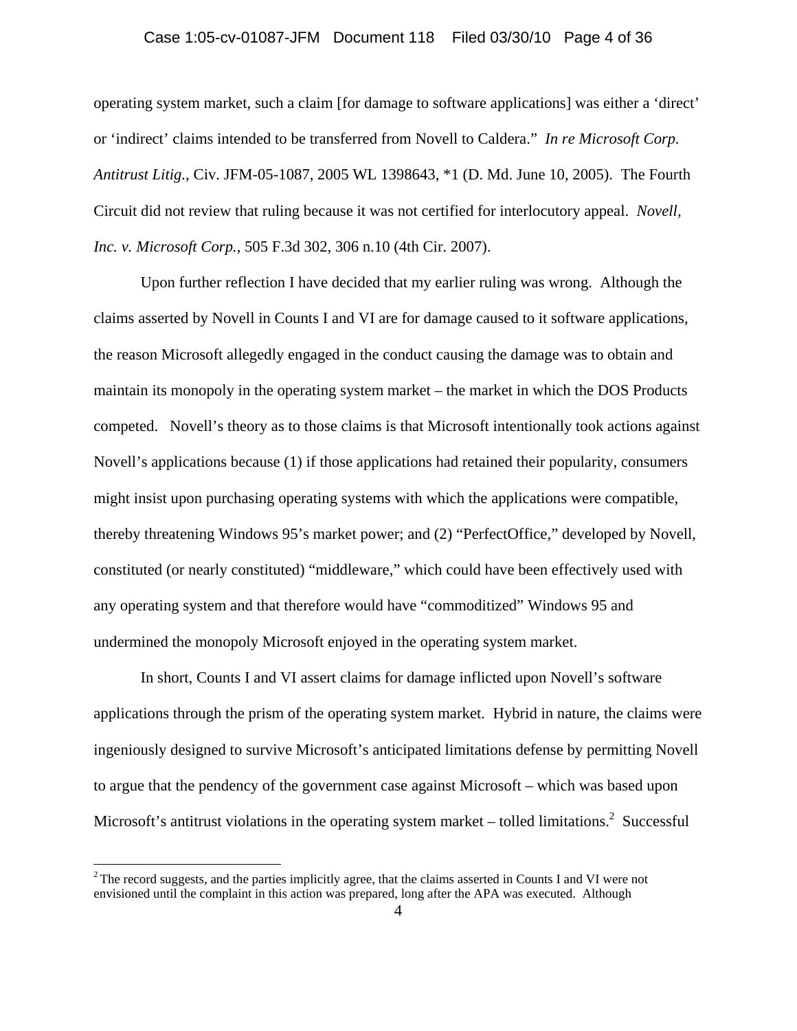operating system market, such a claim [for damage to software applications] was either a 'direct' or 'indirect' claims intended to be transferred from Novell to Caldera." *In re Microsoft Corp. Antitrust Litig.*, Civ. JFM-05-1087, 2005 WL 1398643, *1 (D. Md. June 10, 2005). The Fourth Circuit did not review that ruling because it was not certified for interlocutory appeal. *Novell, Inc. v. Microsoft Corp.*, 505 F.3d 302, 306 n.10 (4th Cir. 2007).

Upon further reflection I have decided that my earlier ruling was wrong. Although the claims asserted by Novell in Counts I and VI are for damage caused to it software applications, the reason Microsoft allegedly engaged in the conduct causing the damage was to obtain and maintain its monopoly in the operating system market – the market in which the DOS Products competed. Novell's theory as to those claims is that Microsoft intentionally took actions against Novell's applications because (1) if those applications had retained their popularity, consumers might insist upon purchasing operating systems with which the applications were compatible, thereby threatening Windows 95's market power; and (2) "PerfectOffice," developed by Novell, constituted (or nearly constituted) "middleware," which could have been effectively used with any operating system and that therefore would have "commoditized" Windows 95 and undermined the monopoly Microsoft enjoyed in the operating system market.

In short, Counts I and VI assert claims for damage inflicted upon Novell's software applications through the prism of the operating system market. Hybrid in nature, the claims were ingeniously designed to survive Microsoft's anticipated limitations defense by permitting Novell to argue that the pendency of the government case against Microsoft – which was based upon Microsoft's antitrust violations in the operating system market – tolled limitations.[2] Successful

[2] The record suggests, and the parties implicitly agree, that the claims asserted in Counts I and VI were not envisioned until the complaint in this action was prepared, long after the APA was executed. Although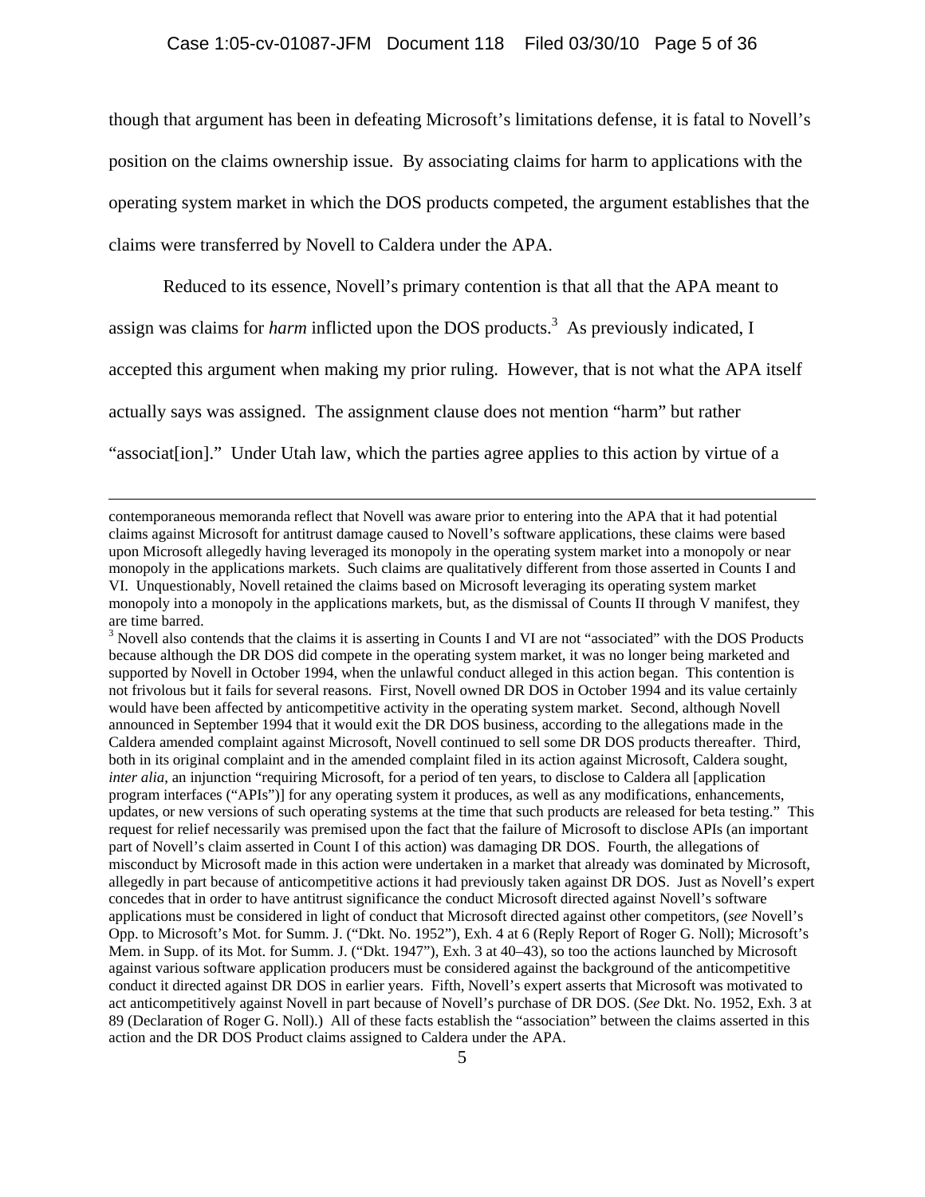though that argument has been in defeating Microsoft's limitations defense, it is fatal to Novell's position on the claims ownership issue. By associating claims for harm to applications with the operating system market in which the DOS products competed, the argument establishes that the claims were transferred by Novell to Caldera under the APA.

Reduced to its essence, Novell's primary contention is that all that the APA meant to assign was claims for *harm* inflicted upon the DOS products.[3] As previously indicated, I accepted this argument when making my prior ruling. However, that is not what the APA itself actually says was assigned. The assignment clause does not mention "harm" but rather "associat[ion]." Under Utah law, which the parties agree applies to this action by virtue of a

---

contemporaneous memoranda reflect that Novell was aware prior to entering into the APA that it had potential claims against Microsoft for antitrust damage caused to Novell's software applications, these claims were based upon Microsoft allegedly having leveraged its monopoly in the operating system market into a monopoly or near monopoly in the applications markets. Such claims are qualitatively different from those asserted in Counts I and VI. Unquestionably, Novell retained the claims based on Microsoft leveraging its operating system market monopoly into a monopoly in the applications markets, but, as the dismissal of Counts II through V manifest, they are time barred.

[3] Novell also contends that the claims it is asserting in Counts I and VI are not "associated" with the DOS Products because although the DR DOS did compete in the operating system market, it was no longer being marketed and supported by Novell in October 1994, when the unlawful conduct alleged in this action began. This contention is not frivolous but it fails for several reasons. First, Novell owned DR DOS in October 1994 and its value certainly would have been affected by anticompetitive activity in the operating system market. Second, although Novell announced in September 1994 that it would exit the DR DOS business, according to the allegations made in the Caldera amended complaint against Microsoft, Novell continued to sell some DR DOS products thereafter. Third, both in its original complaint and in the amended complaint filed in its action against Microsoft, Caldera sought, *inter alia*, an injunction "requiring Microsoft, for a period of ten years, to disclose to Caldera all [application program interfaces ("APIs")] for any operating system it produces, as well as any modifications, enhancements, updates, or new versions of such operating systems at the time that such products are released for beta testing." This request for relief necessarily was premised upon the fact that the failure of Microsoft to disclose APIs (an important part of Novell's claim asserted in Count I of this action) was damaging DR DOS. Fourth, the allegations of misconduct by Microsoft made in this action were undertaken in a market that already was dominated by Microsoft, allegedly in part because of anticompetitive actions it had previously taken against DR DOS. Just as Novell's expert concedes that in order to have antitrust significance the conduct Microsoft directed against Novell's software applications must be considered in light of conduct that Microsoft directed against other competitors, (*see* Novell's Opp. to Microsoft's Mot. for Summ. J. ("Dkt. No. 1952"), Exh. 4 at 6 (Reply Report of Roger G. Noll); Microsoft's Mem. in Supp. of its Mot. for Summ. J. ("Dkt. 1947"), Exh. 3 at 40–43), so too the actions launched by Microsoft against various software application producers must be considered against the background of the anticompetitive conduct it directed against DR DOS in earlier years. Fifth, Novell's expert asserts that Microsoft was motivated to act anticompetitively against Novell in part because of Novell's purchase of DR DOS. (*See* Dkt. No. 1952, Exh. 3 at 89 (Declaration of Roger G. Noll).) All of these facts establish the "association" between the claims asserted in this action and the DR DOS Product claims assigned to Caldera under the APA.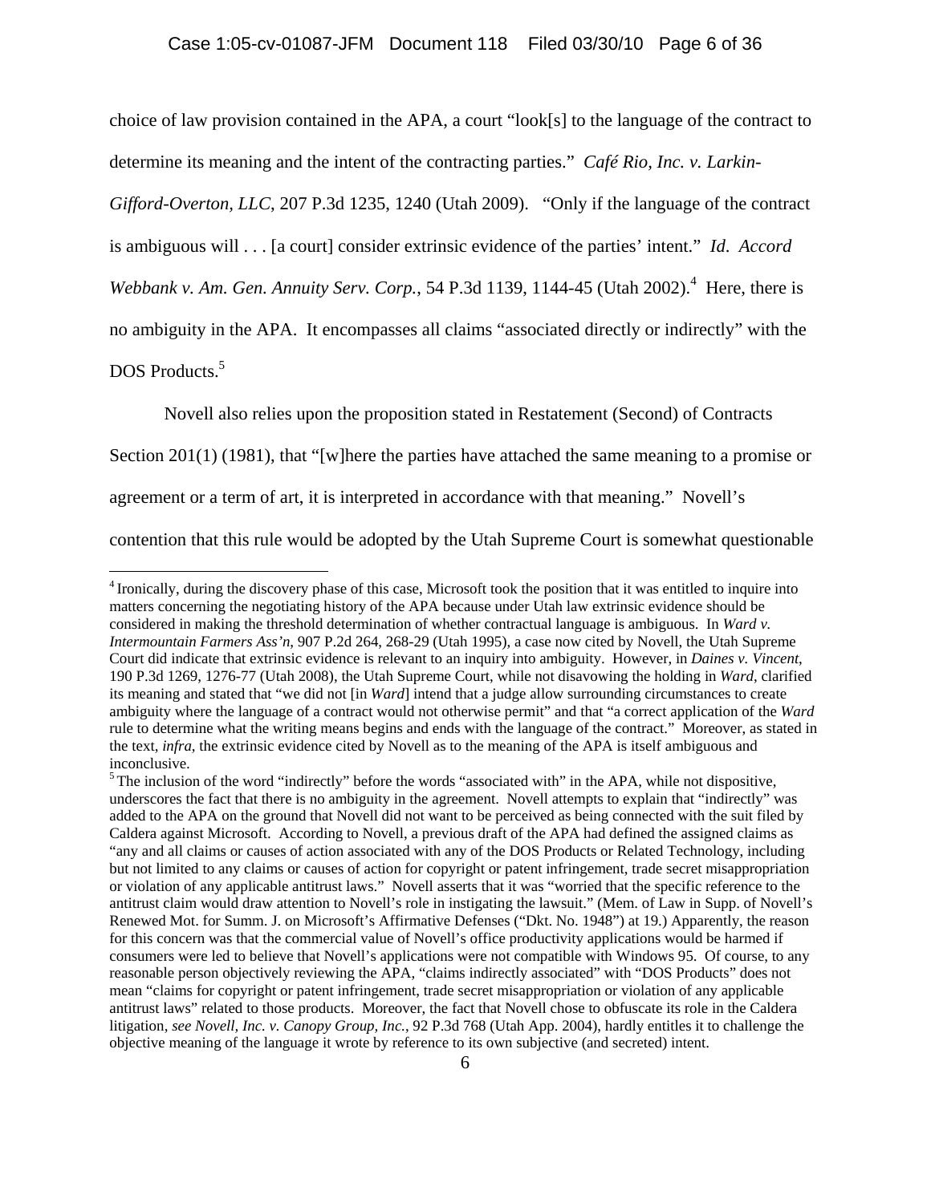choice of law provision contained in the APA, a court "look[s] to the language of the contract to determine its meaning and the intent of the contracting parties." *Café Rio, Inc. v. Larkin-Gifford-Overton, LLC*, 207 P.3d 1235, 1240 (Utah 2009). "Only if the language of the contract is ambiguous will . . . [a court] consider extrinsic evidence of the parties' intent." *Id*. *Accord Webbank v. Am. Gen. Annuity Serv. Corp.*, 54 P.3d 1139, 1144-45 (Utah 2002).[4] Here, there is no ambiguity in the APA. It encompasses all claims "associated directly or indirectly" with the DOS Products.[5]

Novell also relies upon the proposition stated in Restatement (Second) of Contracts Section 201(1) (1981), that "[w]here the parties have attached the same meaning to a promise or agreement or a term of art, it is interpreted in accordance with that meaning." Novell's contention that this rule would be adopted by the Utah Supreme Court is somewhat questionable

---

[4] Ironically, during the discovery phase of this case, Microsoft took the position that it was entitled to inquire into matters concerning the negotiating history of the APA because under Utah law extrinsic evidence should be considered in making the threshold determination of whether contractual language is ambiguous. In *Ward v. Intermountain Farmers Ass'n*, 907 P.2d 264, 268-29 (Utah 1995), a case now cited by Novell, the Utah Supreme Court did indicate that extrinsic evidence is relevant to an inquiry into ambiguity. However, in *Daines v. Vincent*, 190 P.3d 1269, 1276-77 (Utah 2008), the Utah Supreme Court, while not disavowing the holding in *Ward*, clarified its meaning and stated that "we did not [in *Ward*] intend that a judge allow surrounding circumstances to create ambiguity where the language of a contract would not otherwise permit" and that "a correct application of the *Ward* rule to determine what the writing means begins and ends with the language of the contract." Moreover, as stated in the text, *infra*, the extrinsic evidence cited by Novell as to the meaning of the APA is itself ambiguous and inconclusive.

[5] The inclusion of the word "indirectly" before the words "associated with" in the APA, while not dispositive, underscores the fact that there is no ambiguity in the agreement. Novell attempts to explain that "indirectly" was added to the APA on the ground that Novell did not want to be perceived as being connected with the suit filed by Caldera against Microsoft. According to Novell, a previous draft of the APA had defined the assigned claims as "any and all claims or causes of action associated with any of the DOS Products or Related Technology, including but not limited to any claims or causes of action for copyright or patent infringement, trade secret misappropriation or violation of any applicable antitrust laws." Novell asserts that it was "worried that the specific reference to the antitrust claim would draw attention to Novell's role in instigating the lawsuit." (Mem. of Law in Supp. of Novell's Renewed Mot. for Summ. J. on Microsoft's Affirmative Defenses ("Dkt. No. 1948") at 19.) Apparently, the reason for this concern was that the commercial value of Novell's office productivity applications would be harmed if consumers were led to believe that Novell's applications were not compatible with Windows 95. Of course, to any reasonable person objectively reviewing the APA, "claims indirectly associated" with "DOS Products" does not mean "claims for copyright or patent infringement, trade secret misappropriation or violation of any applicable antitrust laws" related to those products. Moreover, the fact that Novell chose to obfuscate its role in the Caldera litigation, *see Novell, Inc. v. Canopy Group, Inc.*, 92 P.3d 768 (Utah App. 2004), hardly entitles it to challenge the objective meaning of the language it wrote by reference to its own subjective (and secreted) intent.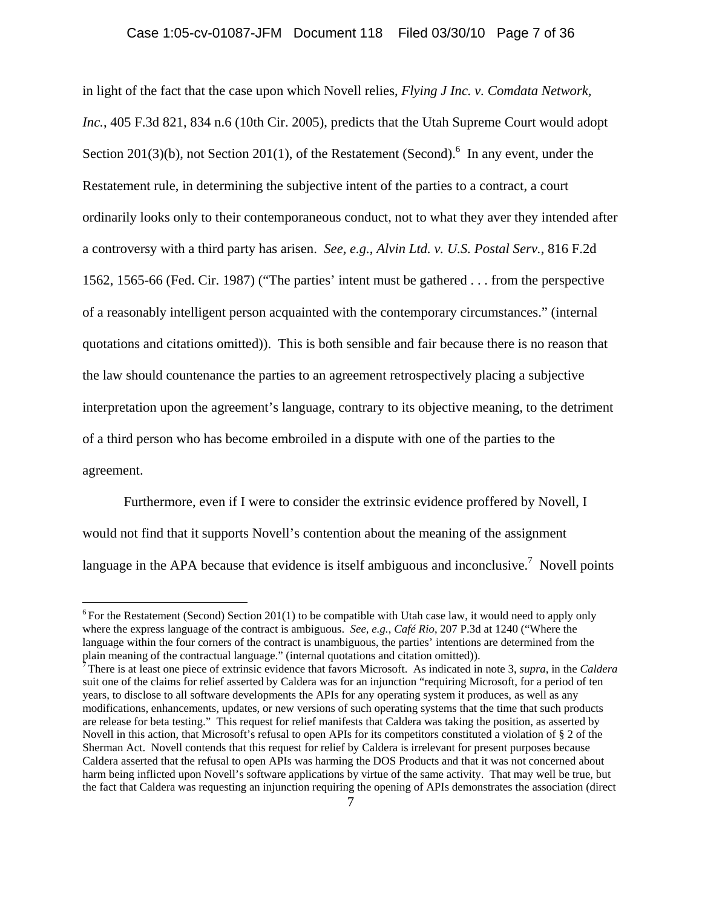in light of the fact that the case upon which Novell relies, *Flying J Inc. v. Comdata Network, Inc.*, 405 F.3d 821, 834 n.6 (10th Cir. 2005), predicts that the Utah Supreme Court would adopt Section 201(3)(b), not Section 201(1), of the Restatement (Second).[6] In any event, under the Restatement rule, in determining the subjective intent of the parties to a contract, a court ordinarily looks only to their contemporaneous conduct, not to what they aver they intended after a controversy with a third party has arisen. *See, e.g.*, *Alvin Ltd. v. U.S. Postal Serv.*, 816 F.2d 1562, 1565-66 (Fed. Cir. 1987) ("The parties' intent must be gathered . . . from the perspective of a reasonably intelligent person acquainted with the contemporary circumstances." (internal quotations and citations omitted)). This is both sensible and fair because there is no reason that the law should countenance the parties to an agreement retrospectively placing a subjective interpretation upon the agreement's language, contrary to its objective meaning, to the detriment of a third person who has become embroiled in a dispute with one of the parties to the agreement.

Furthermore, even if I were to consider the extrinsic evidence proffered by Novell, I would not find that it supports Novell's contention about the meaning of the assignment language in the APA because that evidence is itself ambiguous and inconclusive.[7] Novell points

---

[6] For the Restatement (Second) Section 201(1) to be compatible with Utah case law, it would need to apply only where the express language of the contract is ambiguous. *See, e.g.*, *Café Rio*, 207 P.3d at 1240 ("Where the language within the four corners of the contract is unambiguous, the parties' intentions are determined from the plain meaning of the contractual language." (internal quotations and citation omitted)).

[7] There is at least one piece of extrinsic evidence that favors Microsoft. As indicated in note 3, *supra*, in the *Caldera* suit one of the claims for relief asserted by Caldera was for an injunction "requiring Microsoft, for a period of ten years, to disclose to all software developments the APIs for any operating system it produces, as well as any modifications, enhancements, updates, or new versions of such operating systems that the time that such products are release for beta testing." This request for relief manifests that Caldera was taking the position, as asserted by Novell in this action, that Microsoft's refusal to open APIs for its competitors constituted a violation of § 2 of the Sherman Act. Novell contends that this request for relief by Caldera is irrelevant for present purposes because Caldera asserted that the refusal to open APIs was harming the DOS Products and that it was not concerned about harm being inflicted upon Novell's software applications by virtue of the same activity. That may well be true, but the fact that Caldera was requesting an injunction requiring the opening of APIs demonstrates the association (direct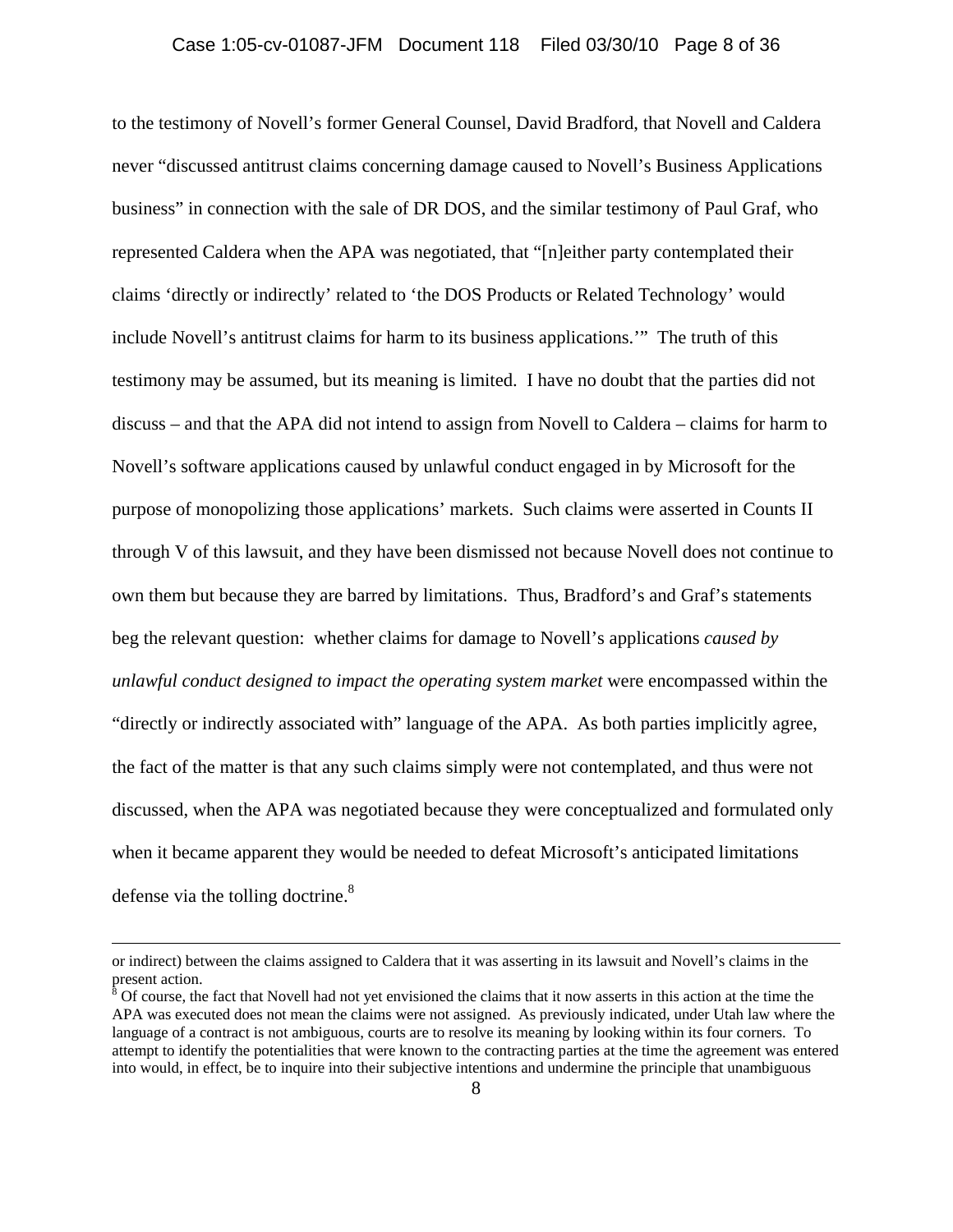to the testimony of Novell's former General Counsel, David Bradford, that Novell and Caldera never "discussed antitrust claims concerning damage caused to Novell's Business Applications business" in connection with the sale of DR DOS, and the similar testimony of Paul Graf, who represented Caldera when the APA was negotiated, that "[n]either party contemplated their claims 'directly or indirectly' related to 'the DOS Products or Related Technology' would include Novell's antitrust claims for harm to its business applications.'" The truth of this testimony may be assumed, but its meaning is limited. I have no doubt that the parties did not discuss – and that the APA did not intend to assign from Novell to Caldera – claims for harm to Novell's software applications caused by unlawful conduct engaged in by Microsoft for the purpose of monopolizing those applications' markets. Such claims were asserted in Counts II through V of this lawsuit, and they have been dismissed not because Novell does not continue to own them but because they are barred by limitations. Thus, Bradford's and Graf's statements beg the relevant question: whether claims for damage to Novell's applications *caused by unlawful conduct designed to impact the operating system market* were encompassed within the "directly or indirectly associated with" language of the APA. As both parties implicitly agree, the fact of the matter is that any such claims simply were not contemplated, and thus were not discussed, when the APA was negotiated because they were conceptualized and formulated only when it became apparent they would be needed to defeat Microsoft's anticipated limitations defense via the tolling doctrine.[8]

---

or indirect) between the claims assigned to Caldera that it was asserting in its lawsuit and Novell's claims in the present action.

[8] Of course, the fact that Novell had not yet envisioned the claims that it now asserts in this action at the time the APA was executed does not mean the claims were not assigned. As previously indicated, under Utah law where the language of a contract is not ambiguous, courts are to resolve its meaning by looking within its four corners. To attempt to identify the potentialities that were known to the contracting parties at the time the agreement was entered into would, in effect, be to inquire into their subjective intentions and undermine the principle that unambiguous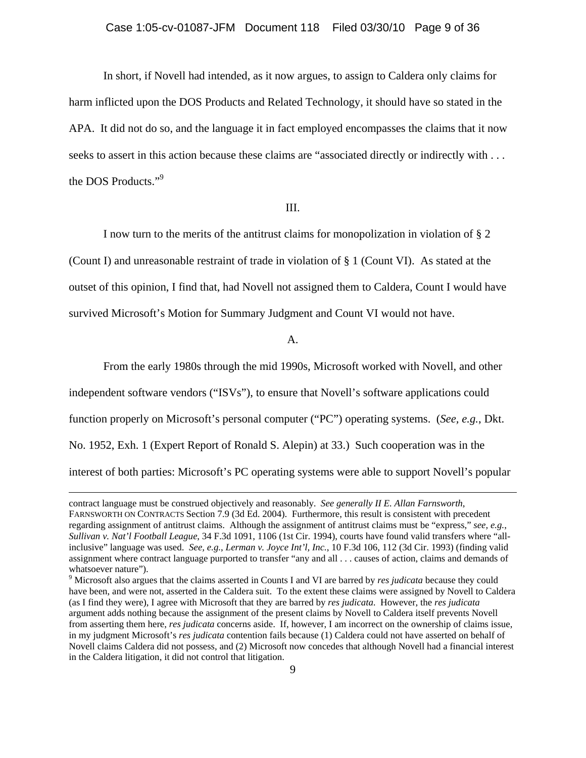In short, if Novell had intended, as it now argues, to assign to Caldera only claims for harm inflicted upon the DOS Products and Related Technology, it should have so stated in the APA. It did not do so, and the language it in fact employed encompasses the claims that it now seeks to assert in this action because these claims are "associated directly or indirectly with . . . the DOS Products."[9]

III.

I now turn to the merits of the antitrust claims for monopolization in violation of § 2 (Count I) and unreasonable restraint of trade in violation of § 1 (Count VI). As stated at the outset of this opinion, I find that, had Novell not assigned them to Caldera, Count I would have survived Microsoft's Motion for Summary Judgment and Count VI would not have.

A.

From the early 1980s through the mid 1990s, Microsoft worked with Novell, and other independent software vendors ("ISVs"), to ensure that Novell's software applications could function properly on Microsoft's personal computer ("PC") operating systems. (*See, e.g.*, Dkt. No. 1952, Exh. 1 (Expert Report of Ronald S. Alepin) at 33.) Such cooperation was in the interest of both parties: Microsoft's PC operating systems were able to support Novell's popular

---

contract language must be construed objectively and reasonably. *See generally II E. Allan Farnsworth*, FARNSWORTH ON CONTRACTS Section 7.9 (3d Ed. 2004). Furthermore, this result is consistent with precedent regarding assignment of antitrust claims. Although the assignment of antitrust claims must be "express," *see, e.g.*, *Sullivan v. Nat'l Football League*, 34 F.3d 1091, 1106 (1st Cir. 1994), courts have found valid transfers where "all-inclusive" language was used. *See, e.g.*, *Lerman v. Joyce Int'l, Inc.*, 10 F.3d 106, 112 (3d Cir. 1993) (finding valid assignment where contract language purported to transfer "any and all . . . causes of action, claims and demands of whatsoever nature").

[9] Microsoft also argues that the claims asserted in Counts I and VI are barred by *res judicata* because they could have been, and were not, asserted in the Caldera suit. To the extent these claims were assigned by Novell to Caldera (as I find they were), I agree with Microsoft that they are barred by *res judicata*. However, the *res judicata* argument adds nothing because the assignment of the present claims by Novell to Caldera itself prevents Novell from asserting them here, *res judicata* concerns aside. If, however, I am incorrect on the ownership of claims issue, in my judgment Microsoft's *res judicata* contention fails because (1) Caldera could not have asserted on behalf of Novell claims Caldera did not possess, and (2) Microsoft now concedes that although Novell had a financial interest in the Caldera litigation, it did not control that litigation.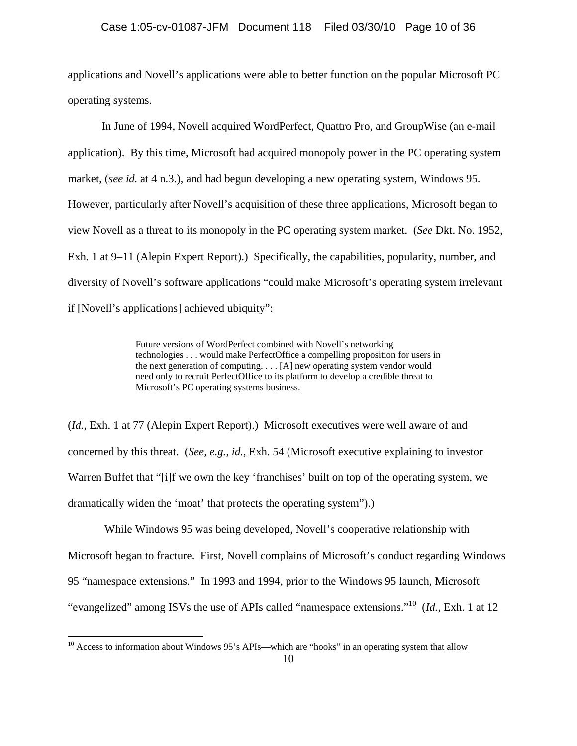applications and Novell's applications were able to better function on the popular Microsoft PC operating systems.

In June of 1994, Novell acquired WordPerfect, Quattro Pro, and GroupWise (an e-mail application). By this time, Microsoft had acquired monopoly power in the PC operating system market, (*see id.* at 4 n.3.), and had begun developing a new operating system, Windows 95. However, particularly after Novell's acquisition of these three applications, Microsoft began to view Novell as a threat to its monopoly in the PC operating system market. (*See* Dkt. No. 1952, Exh. 1 at 9–11 (Alepin Expert Report).) Specifically, the capabilities, popularity, number, and diversity of Novell's software applications "could make Microsoft's operating system irrelevant if [Novell's applications] achieved ubiquity":

> Future versions of WordPerfect combined with Novell's networking technologies . . . would make PerfectOffice a compelling proposition for users in the next generation of computing. . . . [A] new operating system vendor would need only to recruit PerfectOffice to its platform to develop a credible threat to Microsoft's PC operating systems business.

(*Id.*, Exh. 1 at 77 (Alepin Expert Report).) Microsoft executives were well aware of and concerned by this threat. (*See, e.g.*, *id.*, Exh. 54 (Microsoft executive explaining to investor Warren Buffet that "[i]f we own the key 'franchises' built on top of the operating system, we dramatically widen the 'moat' that protects the operating system").)

While Windows 95 was being developed, Novell's cooperative relationship with Microsoft began to fracture. First, Novell complains of Microsoft's conduct regarding Windows 95 "namespace extensions." In 1993 and 1994, prior to the Windows 95 launch, Microsoft "evangelized" among ISVs the use of APIs called "namespace extensions."[10] (*Id.*, Exh. 1 at 12

---

[10] Access to information about Windows 95's APIs—which are "hooks" in an operating system that allow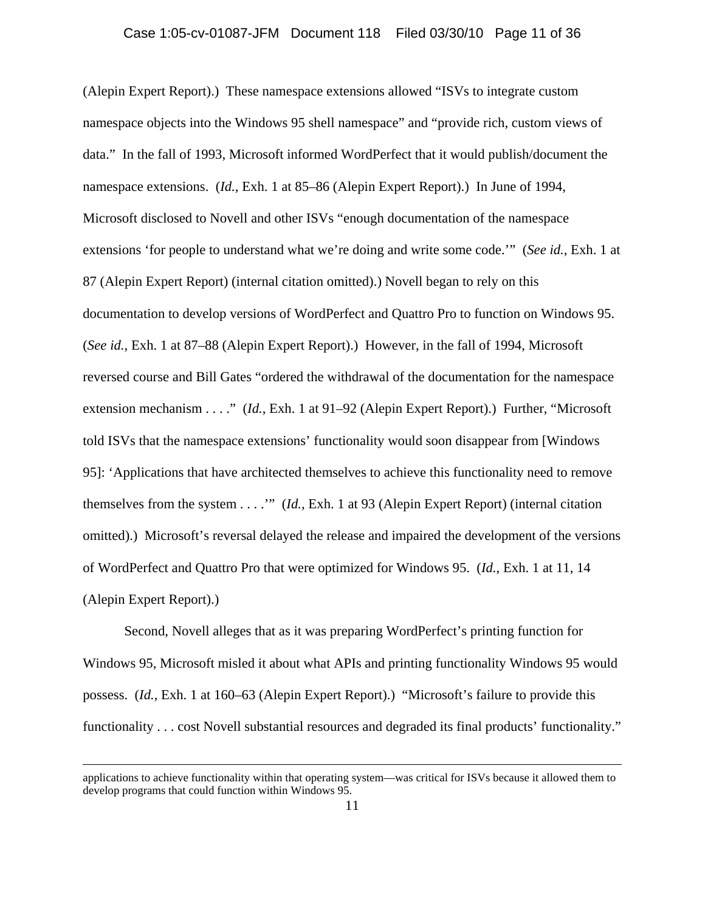(Alepin Expert Report).) These namespace extensions allowed "ISVs to integrate custom namespace objects into the Windows 95 shell namespace" and "provide rich, custom views of data." In the fall of 1993, Microsoft informed WordPerfect that it would publish/document the namespace extensions. (*Id.*, Exh. 1 at 85–86 (Alepin Expert Report).) In June of 1994, Microsoft disclosed to Novell and other ISVs "enough documentation of the namespace extensions 'for people to understand what we're doing and write some code.'" (*See id.*, Exh. 1 at 87 (Alepin Expert Report) (internal citation omitted).) Novell began to rely on this documentation to develop versions of WordPerfect and Quattro Pro to function on Windows 95. (*See id.*, Exh. 1 at 87–88 (Alepin Expert Report).) However, in the fall of 1994, Microsoft reversed course and Bill Gates "ordered the withdrawal of the documentation for the namespace extension mechanism . . . ." (*Id.*, Exh. 1 at 91–92 (Alepin Expert Report).) Further, "Microsoft told ISVs that the namespace extensions' functionality would soon disappear from [Windows 95]: 'Applications that have architected themselves to achieve this functionality need to remove themselves from the system . . . .'" (*Id.*, Exh. 1 at 93 (Alepin Expert Report) (internal citation omitted).) Microsoft's reversal delayed the release and impaired the development of the versions of WordPerfect and Quattro Pro that were optimized for Windows 95. (*Id.*, Exh. 1 at 11, 14 (Alepin Expert Report).)

Second, Novell alleges that as it was preparing WordPerfect's printing function for Windows 95, Microsoft misled it about what APIs and printing functionality Windows 95 would possess. (*Id.*, Exh. 1 at 160–63 (Alepin Expert Report).) "Microsoft's failure to provide this functionality . . . cost Novell substantial resources and degraded its final products' functionality."

---

applications to achieve functionality within that operating system—was critical for ISVs because it allowed them to develop programs that could function within Windows 95.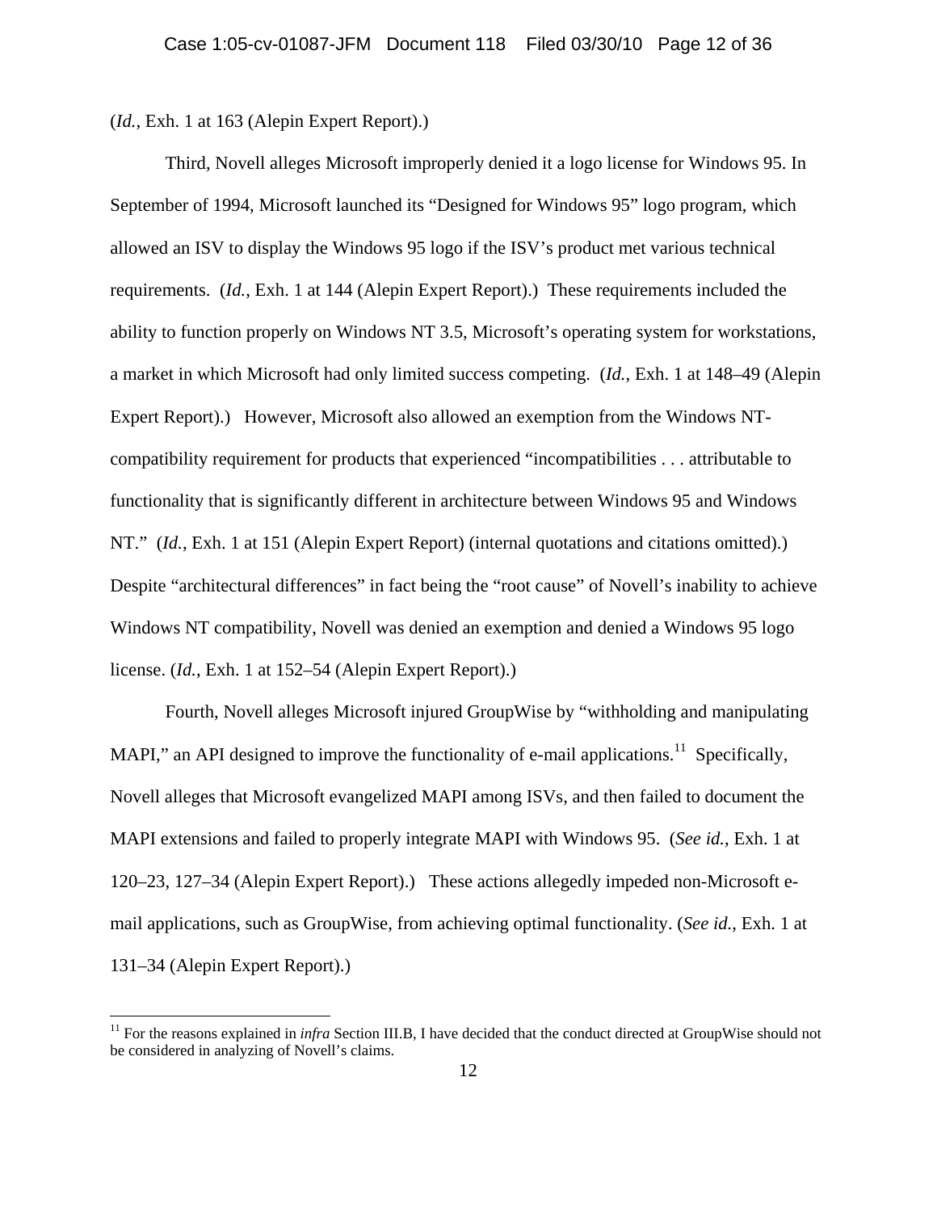(*Id.*, Exh. 1 at 163 (Alepin Expert Report).)

Third, Novell alleges Microsoft improperly denied it a logo license for Windows 95. In September of 1994, Microsoft launched its "Designed for Windows 95" logo program, which allowed an ISV to display the Windows 95 logo if the ISV's product met various technical requirements. (*Id.*, Exh. 1 at 144 (Alepin Expert Report).) These requirements included the ability to function properly on Windows NT 3.5, Microsoft's operating system for workstations, a market in which Microsoft had only limited success competing. (*Id.*, Exh. 1 at 148–49 (Alepin Expert Report).) However, Microsoft also allowed an exemption from the Windows NT-compatibility requirement for products that experienced "incompatibilities . . . attributable to functionality that is significantly different in architecture between Windows 95 and Windows NT." (*Id.*, Exh. 1 at 151 (Alepin Expert Report) (internal quotations and citations omitted).) Despite "architectural differences" in fact being the "root cause" of Novell's inability to achieve Windows NT compatibility, Novell was denied an exemption and denied a Windows 95 logo license. (*Id.*, Exh. 1 at 152–54 (Alepin Expert Report).)

Fourth, Novell alleges Microsoft injured GroupWise by "withholding and manipulating MAPI," an API designed to improve the functionality of e-mail applications.[11] Specifically, Novell alleges that Microsoft evangelized MAPI among ISVs, and then failed to document the MAPI extensions and failed to properly integrate MAPI with Windows 95. (*See id.*, Exh. 1 at 120–23, 127–34 (Alepin Expert Report).) These actions allegedly impeded non-Microsoft e-mail applications, such as GroupWise, from achieving optimal functionality. (*See id.*, Exh. 1 at 131–34 (Alepin Expert Report).)

---

[11] For the reasons explained in *infra* Section III.B, I have decided that the conduct directed at GroupWise should not be considered in analyzing of Novell's claims.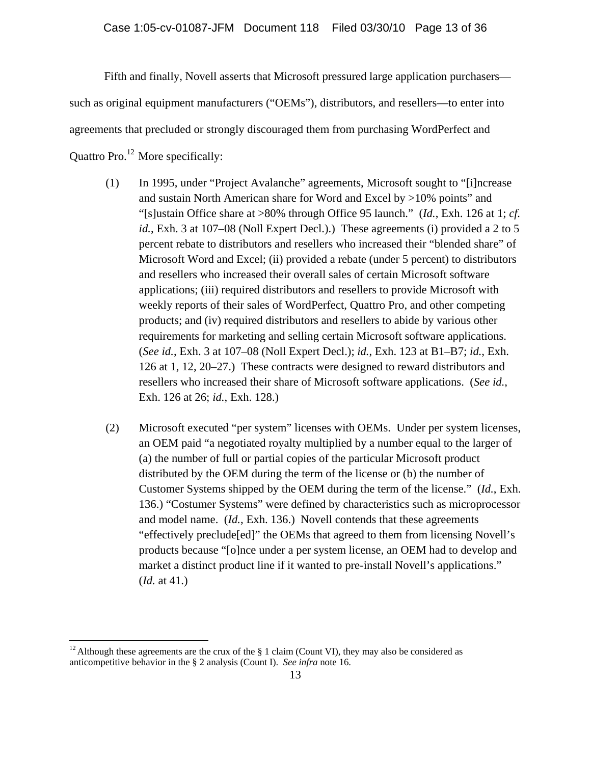Fifth and finally, Novell asserts that Microsoft pressured large application purchasers—such as original equipment manufacturers ("OEMs"), distributors, and resellers—to enter into agreements that precluded or strongly discouraged them from purchasing WordPerfect and Quattro Pro.[12] More specifically:

(1) In 1995, under "Project Avalanche" agreements, Microsoft sought to "[i]ncrease and sustain North American share for Word and Excel by >10% points" and "[s]ustain Office share at >80% through Office 95 launch." (*Id.*, Exh. 126 at 1; *cf. id.*, Exh. 3 at 107–08 (Noll Expert Decl.).) These agreements (i) provided a 2 to 5 percent rebate to distributors and resellers who increased their "blended share" of Microsoft Word and Excel; (ii) provided a rebate (under 5 percent) to distributors and resellers who increased their overall sales of certain Microsoft software applications; (iii) required distributors and resellers to provide Microsoft with weekly reports of their sales of WordPerfect, Quattro Pro, and other competing products; and (iv) required distributors and resellers to abide by various other requirements for marketing and selling certain Microsoft software applications. (*See id.*, Exh. 3 at 107–08 (Noll Expert Decl.); *id.*, Exh. 123 at B1–B7; *id.*, Exh. 126 at 1, 12, 20–27.) These contracts were designed to reward distributors and resellers who increased their share of Microsoft software applications. (*See id.*, Exh. 126 at 26; *id.*, Exh. 128.)

(2) Microsoft executed "per system" licenses with OEMs. Under per system licenses, an OEM paid "a negotiated royalty multiplied by a number equal to the larger of (a) the number of full or partial copies of the particular Microsoft product distributed by the OEM during the term of the license or (b) the number of Customer Systems shipped by the OEM during the term of the license." (*Id.*, Exh. 136.) "Costumer Systems" were defined by characteristics such as microprocessor and model name. (*Id.*, Exh. 136.) Novell contends that these agreements "effectively preclude[ed]" the OEMs that agreed to them from licensing Novell's products because "[o]nce under a per system license, an OEM had to develop and market a distinct product line if it wanted to pre-install Novell's applications." (*Id.* at 41.)

---

[12] Although these agreements are the crux of the § 1 claim (Count VI), they may also be considered as anticompetitive behavior in the § 2 analysis (Count I). *See infra* note 16.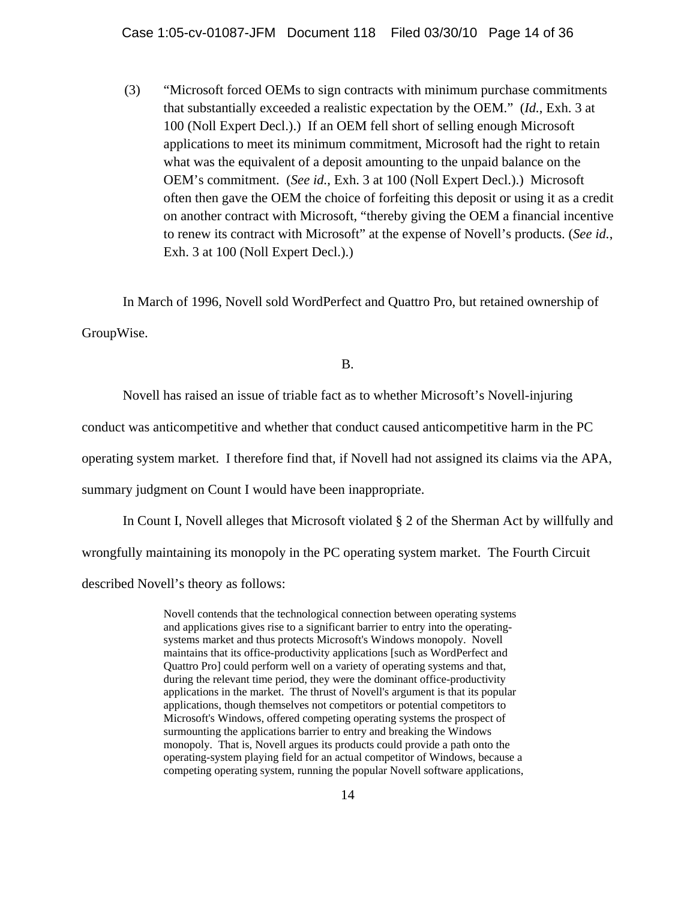(3) "Microsoft forced OEMs to sign contracts with minimum purchase commitments that substantially exceeded a realistic expectation by the OEM." (*Id.*, Exh. 3 at 100 (Noll Expert Decl.).) If an OEM fell short of selling enough Microsoft applications to meet its minimum commitment, Microsoft had the right to retain what was the equivalent of a deposit amounting to the unpaid balance on the OEM's commitment. (*See id.*, Exh. 3 at 100 (Noll Expert Decl.).) Microsoft often then gave the OEM the choice of forfeiting this deposit or using it as a credit on another contract with Microsoft, "thereby giving the OEM a financial incentive to renew its contract with Microsoft" at the expense of Novell's products. (*See id.*, Exh. 3 at 100 (Noll Expert Decl.).)

In March of 1996, Novell sold WordPerfect and Quattro Pro, but retained ownership of GroupWise.

B.

Novell has raised an issue of triable fact as to whether Microsoft's Novell-injuring conduct was anticompetitive and whether that conduct caused anticompetitive harm in the PC operating system market. I therefore find that, if Novell had not assigned its claims via the APA, summary judgment on Count I would have been inappropriate.

In Count I, Novell alleges that Microsoft violated § 2 of the Sherman Act by willfully and wrongfully maintaining its monopoly in the PC operating system market. The Fourth Circuit described Novell's theory as follows:

> Novell contends that the technological connection between operating systems and applications gives rise to a significant barrier to entry into the operating-systems market and thus protects Microsoft's Windows monopoly. Novell maintains that its office-productivity applications [such as WordPerfect and Quattro Pro] could perform well on a variety of operating systems and that, during the relevant time period, they were the dominant office-productivity applications in the market. The thrust of Novell's argument is that its popular applications, though themselves not competitors or potential competitors to Microsoft's Windows, offered competing operating systems the prospect of surmounting the applications barrier to entry and breaking the Windows monopoly. That is, Novell argues its products could provide a path onto the operating-system playing field for an actual competitor of Windows, because a competing operating system, running the popular Novell software applications,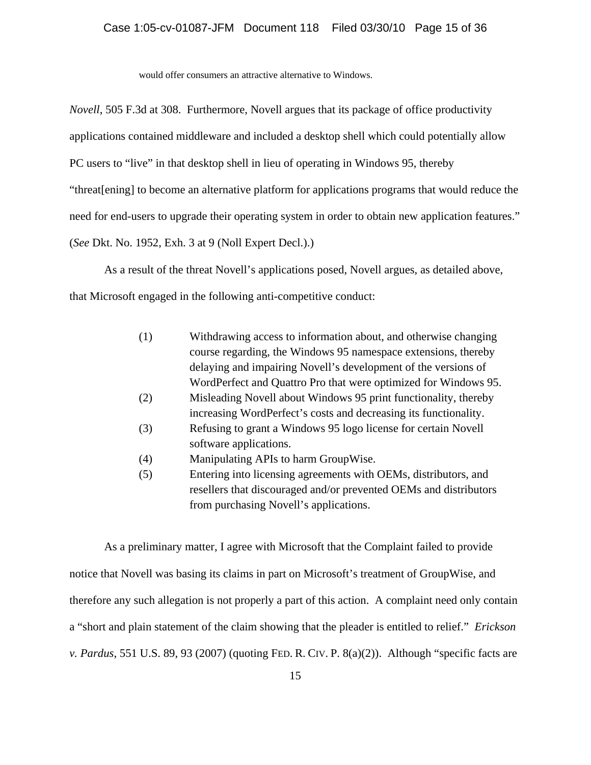> would offer consumers an attractive alternative to Windows.

*Novell*, 505 F.3d at 308. Furthermore, Novell argues that its package of office productivity applications contained middleware and included a desktop shell which could potentially allow PC users to "live" in that desktop shell in lieu of operating in Windows 95, thereby "threat[ening] to become an alternative platform for applications programs that would reduce the need for end-users to upgrade their operating system in order to obtain new application features." (*See* Dkt. No. 1952, Exh. 3 at 9 (Noll Expert Decl.).)

As a result of the threat Novell's applications posed, Novell argues, as detailed above, that Microsoft engaged in the following anti-competitive conduct:

> (1) Withdrawing access to information about, and otherwise changing course regarding, the Windows 95 namespace extensions, thereby delaying and impairing Novell's development of the versions of WordPerfect and Quattro Pro that were optimized for Windows 95.
>
> (2) Misleading Novell about Windows 95 print functionality, thereby increasing WordPerfect's costs and decreasing its functionality.
>
> (3) Refusing to grant a Windows 95 logo license for certain Novell software applications.
>
> (4) Manipulating APIs to harm GroupWise.
>
> (5) Entering into licensing agreements with OEMs, distributors, and resellers that discouraged and/or prevented OEMs and distributors from purchasing Novell's applications.

As a preliminary matter, I agree with Microsoft that the Complaint failed to provide notice that Novell was basing its claims in part on Microsoft's treatment of GroupWise, and therefore any such allegation is not properly a part of this action. A complaint need only contain a "short and plain statement of the claim showing that the pleader is entitled to relief." *Erickson v. Pardus*, 551 U.S. 89, 93 (2007) (quoting FED. R. CIV. P. 8(a)(2)). Although "specific facts are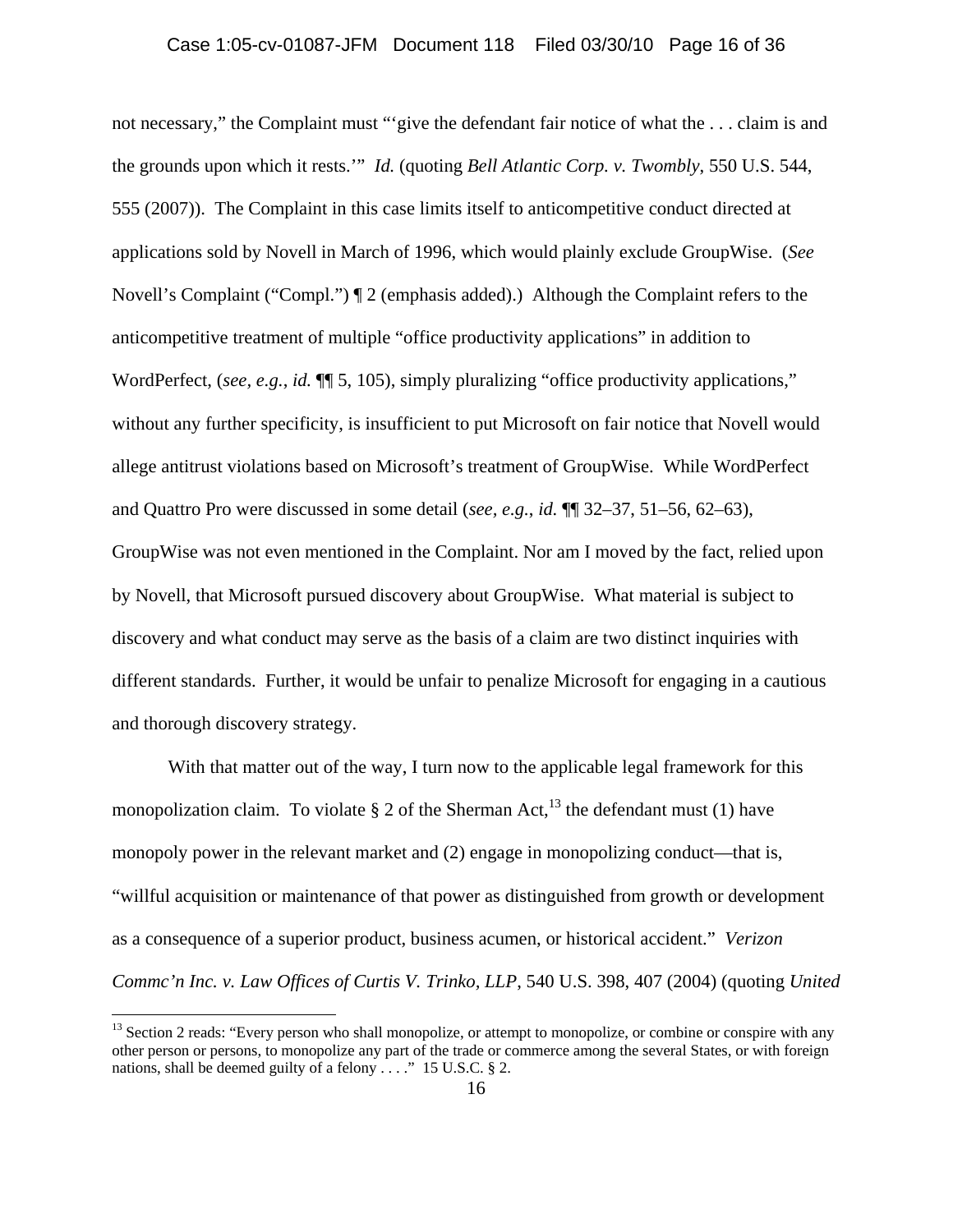not necessary," the Complaint must "'give the defendant fair notice of what the . . . claim is and the grounds upon which it rests.'" *Id.* (quoting *Bell Atlantic Corp. v. Twombly*, 550 U.S. 544, 555 (2007)). The Complaint in this case limits itself to anticompetitive conduct directed at applications sold by Novell in March of 1996, which would plainly exclude GroupWise. (*See* Novell's Complaint ("Compl.") ¶ 2 (emphasis added).) Although the Complaint refers to the anticompetitive treatment of multiple "office productivity applications" in addition to WordPerfect, (*see, e.g.*, *id.* ¶¶ 5, 105), simply pluralizing "office productivity applications," without any further specificity, is insufficient to put Microsoft on fair notice that Novell would allege antitrust violations based on Microsoft's treatment of GroupWise. While WordPerfect and Quattro Pro were discussed in some detail (*see, e.g.*, *id.* ¶¶ 32–37, 51–56, 62–63), GroupWise was not even mentioned in the Complaint. Nor am I moved by the fact, relied upon by Novell, that Microsoft pursued discovery about GroupWise. What material is subject to discovery and what conduct may serve as the basis of a claim are two distinct inquiries with different standards. Further, it would be unfair to penalize Microsoft for engaging in a cautious and thorough discovery strategy.

With that matter out of the way, I turn now to the applicable legal framework for this monopolization claim. To violate § 2 of the Sherman Act,[13] the defendant must (1) have monopoly power in the relevant market and (2) engage in monopolizing conduct—that is, "willful acquisition or maintenance of that power as distinguished from growth or development as a consequence of a superior product, business acumen, or historical accident." *Verizon Commc'n Inc. v. Law Offices of Curtis V. Trinko, LLP*, 540 U.S. 398, 407 (2004) (quoting *United*

[13] Section 2 reads: "Every person who shall monopolize, or attempt to monopolize, or combine or conspire with any other person or persons, to monopolize any part of the trade or commerce among the several States, or with foreign nations, shall be deemed guilty of a felony . . . ." 15 U.S.C. § 2.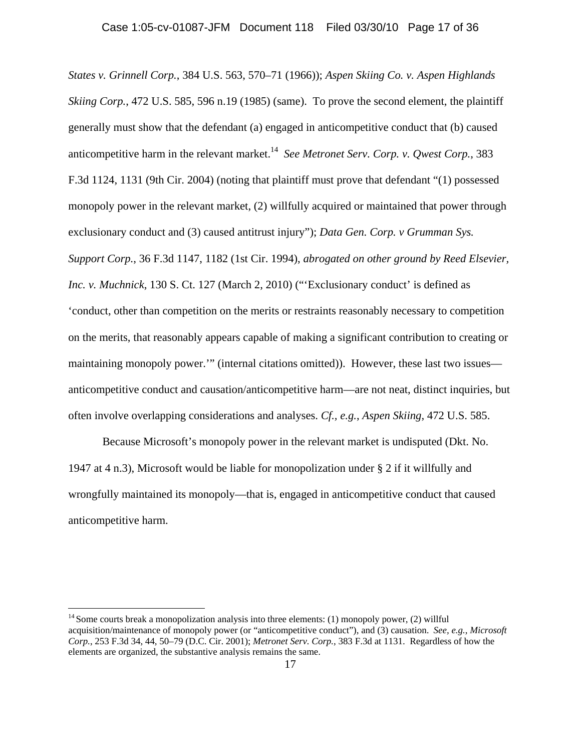*States v. Grinnell Corp.*, 384 U.S. 563, 570–71 (1966)); *Aspen Skiing Co. v. Aspen Highlands Skiing Corp.*, 472 U.S. 585, 596 n.19 (1985) (same). To prove the second element, the plaintiff generally must show that the defendant (a) engaged in anticompetitive conduct that (b) caused anticompetitive harm in the relevant market.[14] *See Metronet Serv. Corp. v. Qwest Corp.*, 383 F.3d 1124, 1131 (9th Cir. 2004) (noting that plaintiff must prove that defendant "(1) possessed monopoly power in the relevant market, (2) willfully acquired or maintained that power through exclusionary conduct and (3) caused antitrust injury"); *Data Gen. Corp. v Grumman Sys. Support Corp.*, 36 F.3d 1147, 1182 (1st Cir. 1994), *abrogated on other ground by Reed Elsevier, Inc. v. Muchnick*, 130 S. Ct. 127 (March 2, 2010) ("'Exclusionary conduct' is defined as 'conduct, other than competition on the merits or restraints reasonably necessary to competition on the merits, that reasonably appears capable of making a significant contribution to creating or maintaining monopoly power.'" (internal citations omitted)). However, these last two issues—anticompetitive conduct and causation/anticompetitive harm—are not neat, distinct inquiries, but often involve overlapping considerations and analyses. *Cf., e.g.*, *Aspen Skiing*, 472 U.S. 585.

Because Microsoft's monopoly power in the relevant market is undisputed (Dkt. No. 1947 at 4 n.3), Microsoft would be liable for monopolization under § 2 if it willfully and wrongfully maintained its monopoly—that is, engaged in anticompetitive conduct that caused anticompetitive harm.

---

[14] Some courts break a monopolization analysis into three elements: (1) monopoly power, (2) willful acquisition/maintenance of monopoly power (or "anticompetitive conduct"), and (3) causation. *See, e.g.*, *Microsoft Corp.*, 253 F.3d 34, 44, 50–79 (D.C. Cir. 2001); *Metronet Serv. Corp.*, 383 F.3d at 1131. Regardless of how the elements are organized, the substantive analysis remains the same.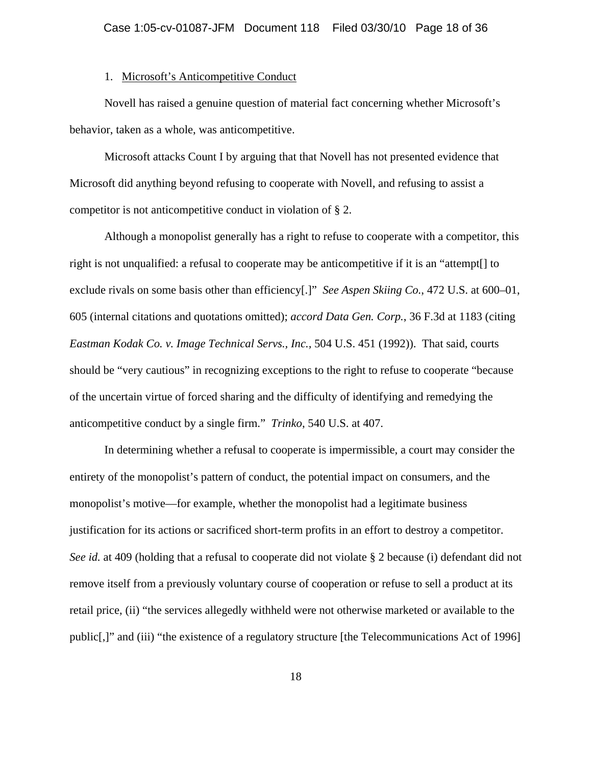1. Microsoft's Anticompetitive Conduct

Novell has raised a genuine question of material fact concerning whether Microsoft's behavior, taken as a whole, was anticompetitive.

Microsoft attacks Count I by arguing that that Novell has not presented evidence that Microsoft did anything beyond refusing to cooperate with Novell, and refusing to assist a competitor is not anticompetitive conduct in violation of § 2.

Although a monopolist generally has a right to refuse to cooperate with a competitor, this right is not unqualified: a refusal to cooperate may be anticompetitive if it is an "attempt[] to exclude rivals on some basis other than efficiency[.]" *See Aspen Skiing Co.*, 472 U.S. at 600–01, 605 (internal citations and quotations omitted); *accord Data Gen. Corp.*, 36 F.3d at 1183 (citing *Eastman Kodak Co. v. Image Technical Servs., Inc.*, 504 U.S. 451 (1992)). That said, courts should be "very cautious" in recognizing exceptions to the right to refuse to cooperate "because of the uncertain virtue of forced sharing and the difficulty of identifying and remedying the anticompetitive conduct by a single firm." *Trinko*, 540 U.S. at 407.

In determining whether a refusal to cooperate is impermissible, a court may consider the entirety of the monopolist's pattern of conduct, the potential impact on consumers, and the monopolist's motive—for example, whether the monopolist had a legitimate business justification for its actions or sacrificed short-term profits in an effort to destroy a competitor. *See id.* at 409 (holding that a refusal to cooperate did not violate § 2 because (i) defendant did not remove itself from a previously voluntary course of cooperation or refuse to sell a product at its retail price, (ii) "the services allegedly withheld were not otherwise marketed or available to the public[,]" and (iii) "the existence of a regulatory structure [the Telecommunications Act of 1996]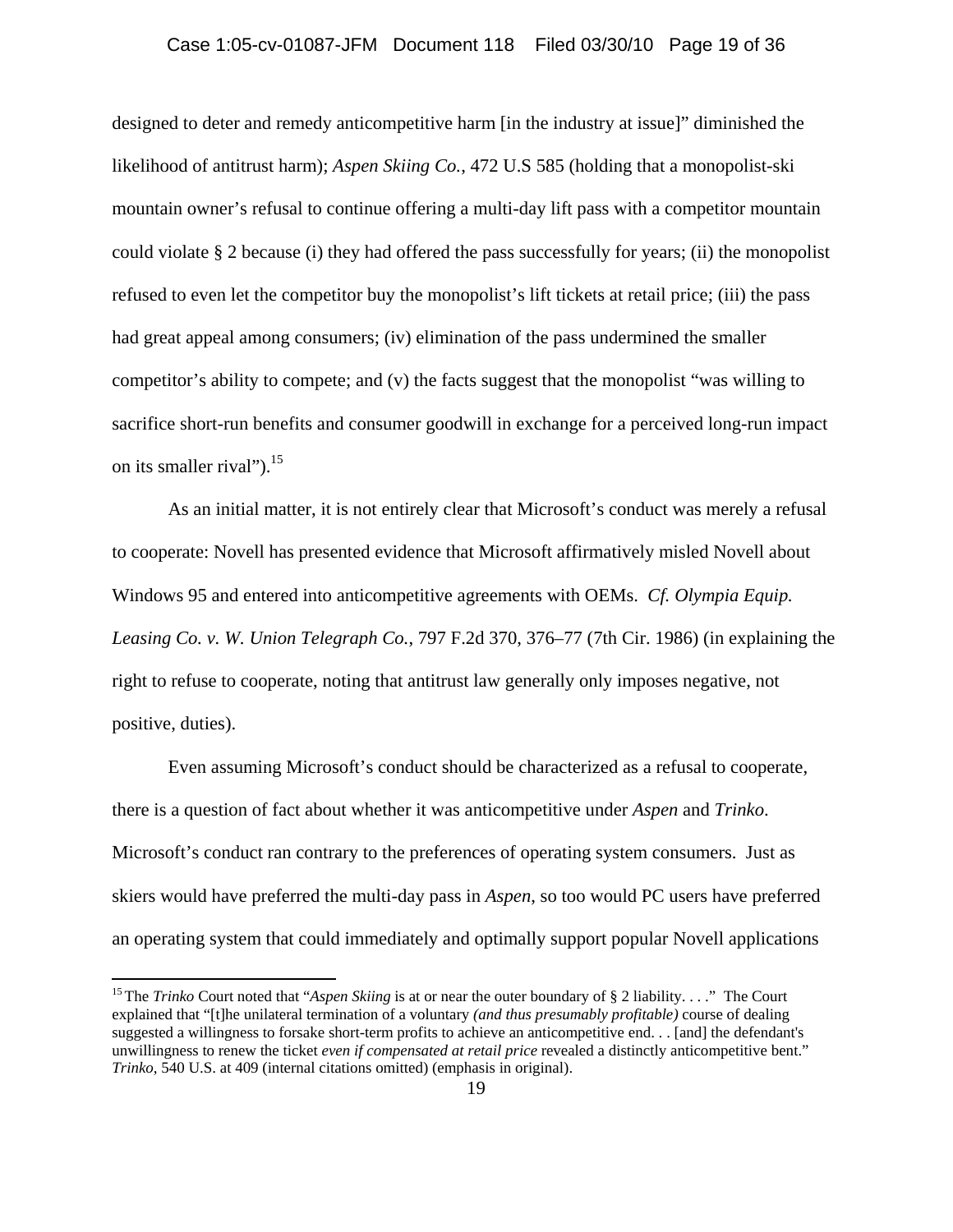designed to deter and remedy anticompetitive harm [in the industry at issue]" diminished the likelihood of antitrust harm); *Aspen Skiing Co.*, 472 U.S 585 (holding that a monopolist-ski mountain owner's refusal to continue offering a multi-day lift pass with a competitor mountain could violate § 2 because (i) they had offered the pass successfully for years; (ii) the monopolist refused to even let the competitor buy the monopolist's lift tickets at retail price; (iii) the pass had great appeal among consumers; (iv) elimination of the pass undermined the smaller competitor's ability to compete; and (v) the facts suggest that the monopolist "was willing to sacrifice short-run benefits and consumer goodwill in exchange for a perceived long-run impact on its smaller rival").[15]

As an initial matter, it is not entirely clear that Microsoft's conduct was merely a refusal to cooperate: Novell has presented evidence that Microsoft affirmatively misled Novell about Windows 95 and entered into anticompetitive agreements with OEMs. *Cf. Olympia Equip. Leasing Co. v. W. Union Telegraph Co.*, 797 F.2d 370, 376–77 (7th Cir. 1986) (in explaining the right to refuse to cooperate, noting that antitrust law generally only imposes negative, not positive, duties).

Even assuming Microsoft's conduct should be characterized as a refusal to cooperate, there is a question of fact about whether it was anticompetitive under *Aspen* and *Trinko*. Microsoft's conduct ran contrary to the preferences of operating system consumers. Just as skiers would have preferred the multi-day pass in *Aspen*, so too would PC users have preferred an operating system that could immediately and optimally support popular Novell applications

---

[15] The *Trinko* Court noted that "*Aspen Skiing* is at or near the outer boundary of § 2 liability. . . ." The Court explained that "[t]he unilateral termination of a voluntary *(and thus presumably profitable)* course of dealing suggested a willingness to forsake short-term profits to achieve an anticompetitive end. . . [and] the defendant's unwillingness to renew the ticket *even if compensated at retail price* revealed a distinctly anticompetitive bent." *Trinko*, 540 U.S. at 409 (internal citations omitted) (emphasis in original).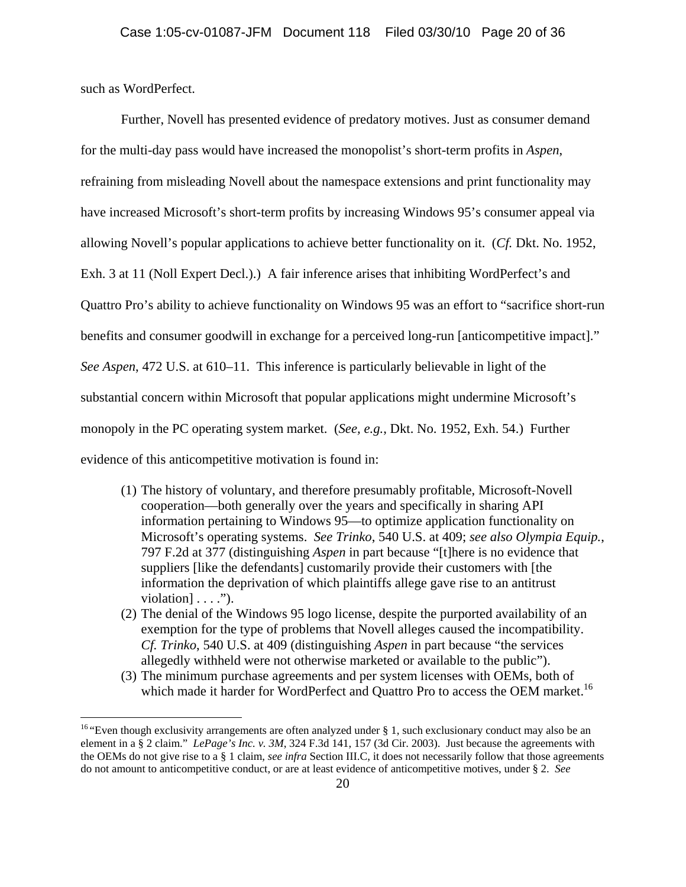such as WordPerfect.

Further, Novell has presented evidence of predatory motives. Just as consumer demand for the multi-day pass would have increased the monopolist's short-term profits in *Aspen*, refraining from misleading Novell about the namespace extensions and print functionality may have increased Microsoft's short-term profits by increasing Windows 95's consumer appeal via allowing Novell's popular applications to achieve better functionality on it. (*Cf.* Dkt. No. 1952, Exh. 3 at 11 (Noll Expert Decl.).) A fair inference arises that inhibiting WordPerfect's and Quattro Pro's ability to achieve functionality on Windows 95 was an effort to "sacrifice short-run benefits and consumer goodwill in exchange for a perceived long-run [anticompetitive impact]." *See Aspen*, 472 U.S. at 610–11. This inference is particularly believable in light of the substantial concern within Microsoft that popular applications might undermine Microsoft's monopoly in the PC operating system market. (*See, e.g.*, Dkt. No. 1952, Exh. 54.) Further evidence of this anticompetitive motivation is found in:

(1) The history of voluntary, and therefore presumably profitable, Microsoft-Novell cooperation—both generally over the years and specifically in sharing API information pertaining to Windows 95—to optimize application functionality on Microsoft's operating systems. *See Trinko*, 540 U.S. at 409; *see also Olympia Equip.*, 797 F.2d at 377 (distinguishing *Aspen* in part because "[t]here is no evidence that suppliers [like the defendants] customarily provide their customers with [the information the deprivation of which plaintiffs allege gave rise to an antitrust violation] . . . .").

(2) The denial of the Windows 95 logo license, despite the purported availability of an exemption for the type of problems that Novell alleges caused the incompatibility. *Cf. Trinko*, 540 U.S. at 409 (distinguishing *Aspen* in part because "the services allegedly withheld were not otherwise marketed or available to the public").

(3) The minimum purchase agreements and per system licenses with OEMs, both of which made it harder for WordPerfect and Quattro Pro to access the OEM market.[16]

---

[16] "Even though exclusivity arrangements are often analyzed under § 1, such exclusionary conduct may also be an element in a § 2 claim." *LePage's Inc. v. 3M*, 324 F.3d 141, 157 (3d Cir. 2003). Just because the agreements with the OEMs do not give rise to a § 1 claim, *see infra* Section III.C, it does not necessarily follow that those agreements do not amount to anticompetitive conduct, or are at least evidence of anticompetitive motives, under § 2. *See*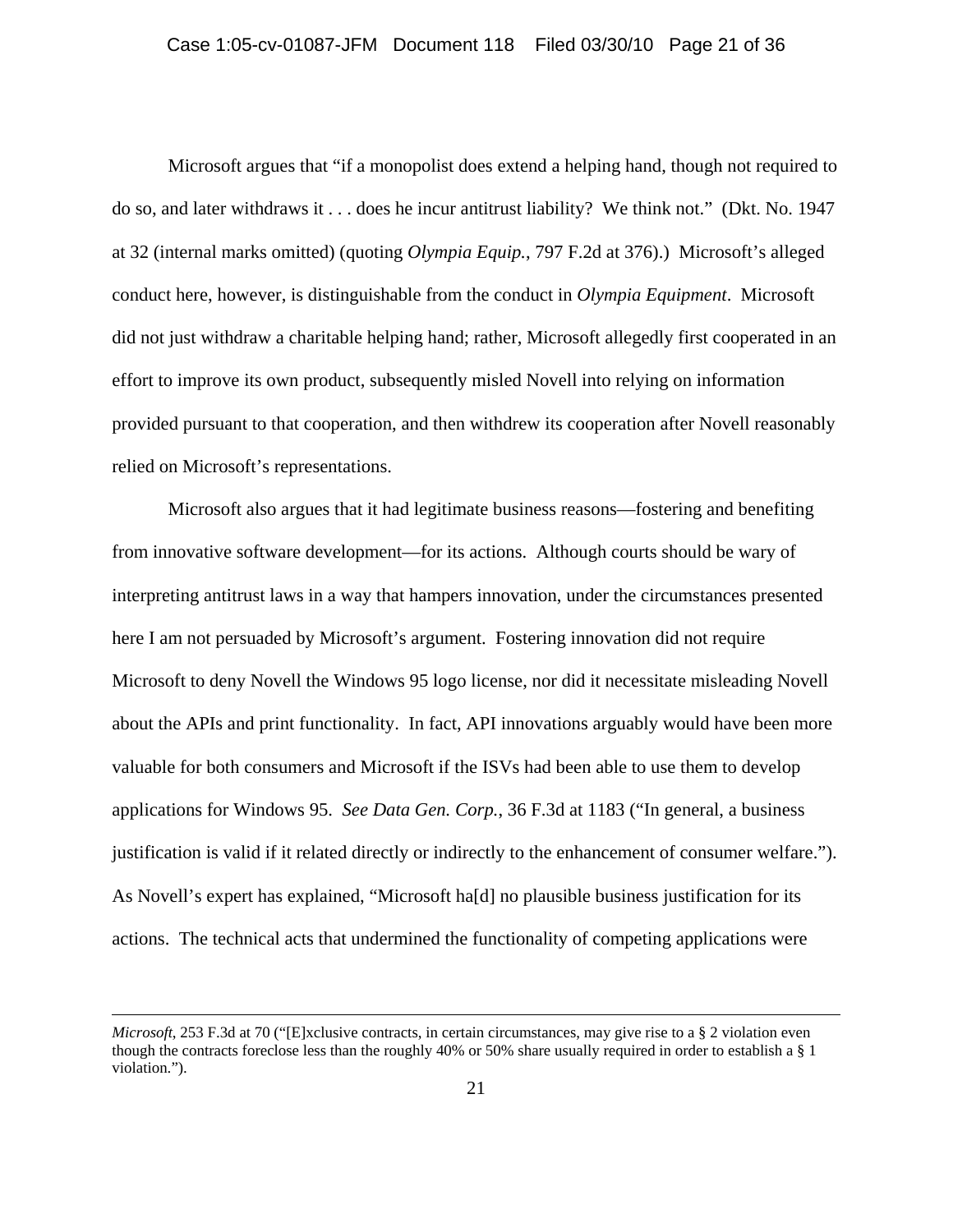Microsoft argues that "if a monopolist does extend a helping hand, though not required to do so, and later withdraws it . . . does he incur antitrust liability? We think not." (Dkt. No. 1947 at 32 (internal marks omitted) (quoting *Olympia Equip.*, 797 F.2d at 376).) Microsoft's alleged conduct here, however, is distinguishable from the conduct in *Olympia Equipment*. Microsoft did not just withdraw a charitable helping hand; rather, Microsoft allegedly first cooperated in an effort to improve its own product, subsequently misled Novell into relying on information provided pursuant to that cooperation, and then withdrew its cooperation after Novell reasonably relied on Microsoft's representations.

Microsoft also argues that it had legitimate business reasons—fostering and benefiting from innovative software development—for its actions. Although courts should be wary of interpreting antitrust laws in a way that hampers innovation, under the circumstances presented here I am not persuaded by Microsoft's argument. Fostering innovation did not require Microsoft to deny Novell the Windows 95 logo license, nor did it necessitate misleading Novell about the APIs and print functionality. In fact, API innovations arguably would have been more valuable for both consumers and Microsoft if the ISVs had been able to use them to develop applications for Windows 95. *See Data Gen. Corp.*, 36 F.3d at 1183 ("In general, a business justification is valid if it related directly or indirectly to the enhancement of consumer welfare."). As Novell's expert has explained, "Microsoft ha[d] no plausible business justification for its actions. The technical acts that undermined the functionality of competing applications were

---

*Microsoft*, 253 F.3d at 70 ("[E]xclusive contracts, in certain circumstances, may give rise to a § 2 violation even though the contracts foreclose less than the roughly 40% or 50% share usually required in order to establish a § 1 violation.").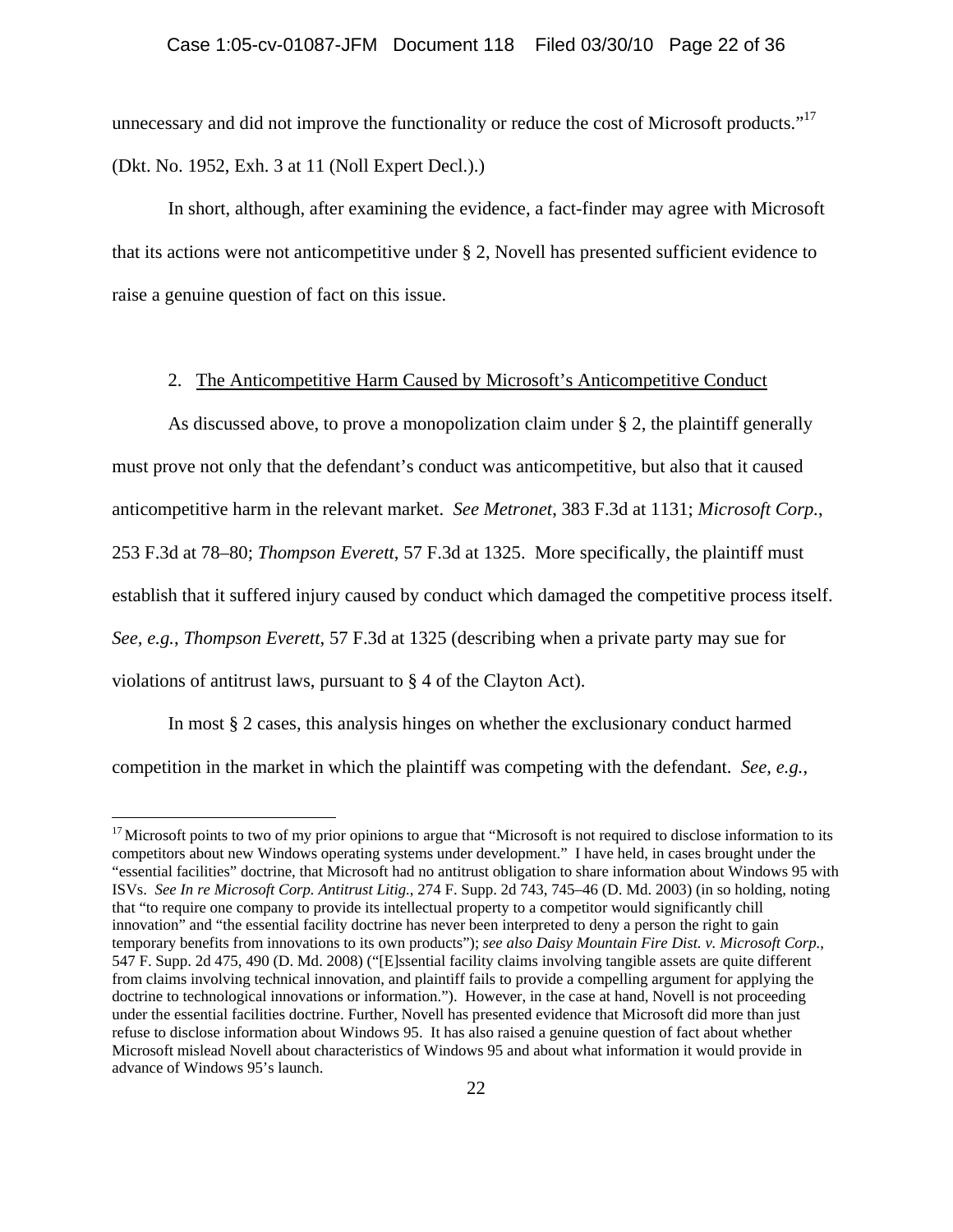unnecessary and did not improve the functionality or reduce the cost of Microsoft products."[17] (Dkt. No. 1952, Exh. 3 at 11 (Noll Expert Decl.).)

In short, although, after examining the evidence, a fact-finder may agree with Microsoft that its actions were not anticompetitive under § 2, Novell has presented sufficient evidence to raise a genuine question of fact on this issue.

2. The Anticompetitive Harm Caused by Microsoft's Anticompetitive Conduct

As discussed above, to prove a monopolization claim under § 2, the plaintiff generally must prove not only that the defendant's conduct was anticompetitive, but also that it caused anticompetitive harm in the relevant market. *See Metronet*, 383 F.3d at 1131; *Microsoft Corp.*, 253 F.3d at 78–80; *Thompson Everett*, 57 F.3d at 1325. More specifically, the plaintiff must establish that it suffered injury caused by conduct which damaged the competitive process itself. *See, e.g.*, *Thompson Everett*, 57 F.3d at 1325 (describing when a private party may sue for violations of antitrust laws, pursuant to § 4 of the Clayton Act).

In most § 2 cases, this analysis hinges on whether the exclusionary conduct harmed competition in the market in which the plaintiff was competing with the defendant. *See, e.g.*,

---

[17] Microsoft points to two of my prior opinions to argue that "Microsoft is not required to disclose information to its competitors about new Windows operating systems under development." I have held, in cases brought under the "essential facilities" doctrine, that Microsoft had no antitrust obligation to share information about Windows 95 with ISVs. *See In re Microsoft Corp. Antitrust Litig.*, 274 F. Supp. 2d 743, 745–46 (D. Md. 2003) (in so holding, noting that "to require one company to provide its intellectual property to a competitor would significantly chill innovation" and "the essential facility doctrine has never been interpreted to deny a person the right to gain temporary benefits from innovations to its own products"); *see also Daisy Mountain Fire Dist. v. Microsoft Corp.*, 547 F. Supp. 2d 475, 490 (D. Md. 2008) ("[E]ssential facility claims involving tangible assets are quite different from claims involving technical innovation, and plaintiff fails to provide a compelling argument for applying the doctrine to technological innovations or information."). However, in the case at hand, Novell is not proceeding under the essential facilities doctrine. Further, Novell has presented evidence that Microsoft did more than just refuse to disclose information about Windows 95. It has also raised a genuine question of fact about whether Microsoft mislead Novell about characteristics of Windows 95 and about what information it would provide in advance of Windows 95's launch.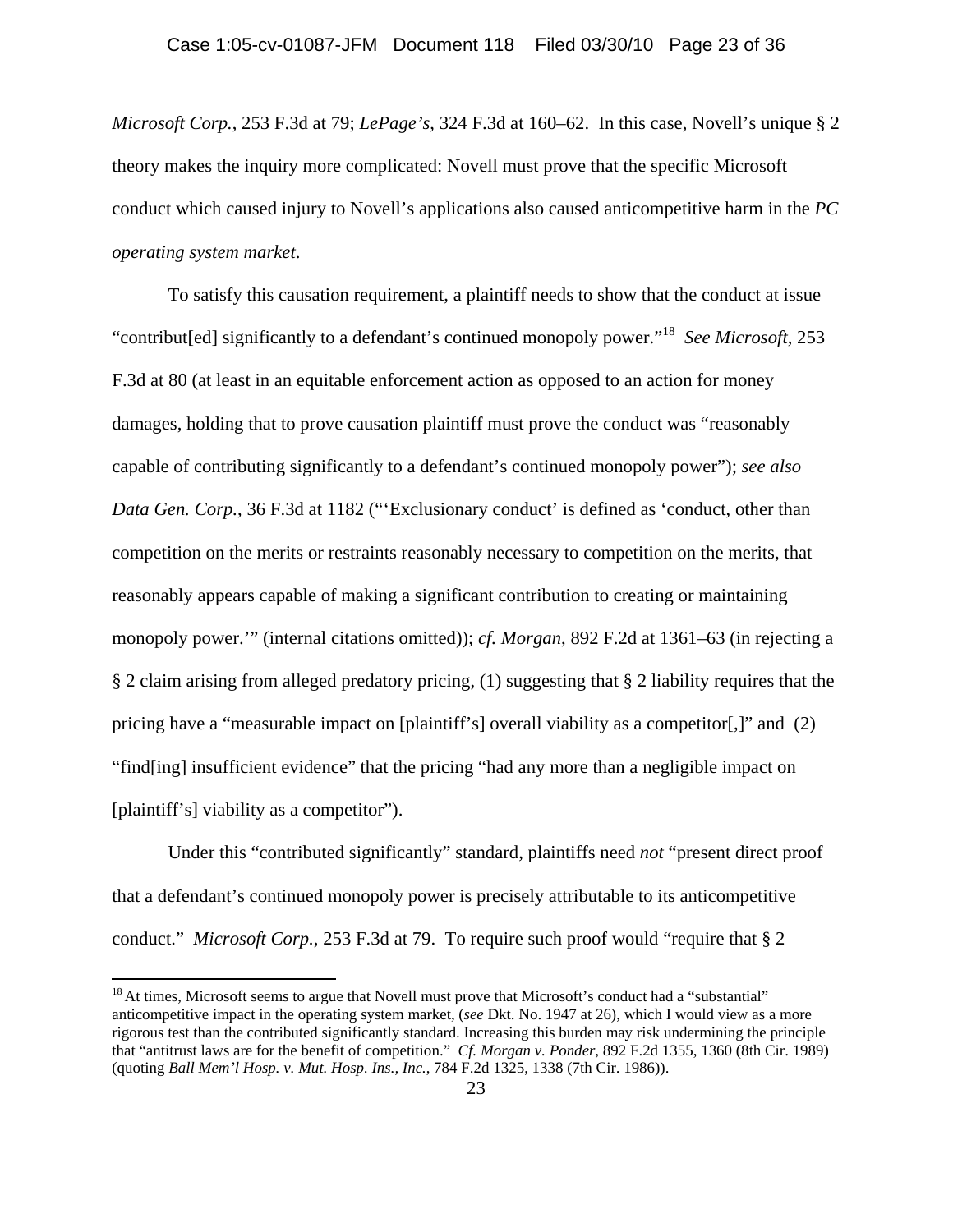*Microsoft Corp.*, 253 F.3d at 79; *LePage's*, 324 F.3d at 160–62. In this case, Novell's unique § 2 theory makes the inquiry more complicated: Novell must prove that the specific Microsoft conduct which caused injury to Novell's applications also caused anticompetitive harm in the *PC operating system market*.

To satisfy this causation requirement, a plaintiff needs to show that the conduct at issue "contribut[ed] significantly to a defendant's continued monopoly power."[18] *See Microsoft*, 253 F.3d at 80 (at least in an equitable enforcement action as opposed to an action for money damages, holding that to prove causation plaintiff must prove the conduct was "reasonably capable of contributing significantly to a defendant's continued monopoly power"); *see also Data Gen. Corp.*, 36 F.3d at 1182 ("'Exclusionary conduct' is defined as 'conduct, other than competition on the merits or restraints reasonably necessary to competition on the merits, that reasonably appears capable of making a significant contribution to creating or maintaining monopoly power.'" (internal citations omitted)); *cf. Morgan*, 892 F.2d at 1361–63 (in rejecting a § 2 claim arising from alleged predatory pricing, (1) suggesting that § 2 liability requires that the pricing have a "measurable impact on [plaintiff's] overall viability as a competitor[,]" and (2) "find[ing] insufficient evidence" that the pricing "had any more than a negligible impact on [plaintiff's] viability as a competitor").

Under this "contributed significantly" standard, plaintiffs need *not* "present direct proof that a defendant's continued monopoly power is precisely attributable to its anticompetitive conduct." *Microsoft Corp.*, 253 F.3d at 79. To require such proof would "require that § 2

---

[18] At times, Microsoft seems to argue that Novell must prove that Microsoft's conduct had a "substantial" anticompetitive impact in the operating system market, (*see* Dkt. No. 1947 at 26), which I would view as a more rigorous test than the contributed significantly standard. Increasing this burden may risk undermining the principle that "antitrust laws are for the benefit of competition." *Cf. Morgan v. Ponder*, 892 F.2d 1355, 1360 (8th Cir. 1989) (quoting *Ball Mem'l Hosp. v. Mut. Hosp. Ins., Inc.*, 784 F.2d 1325, 1338 (7th Cir. 1986)).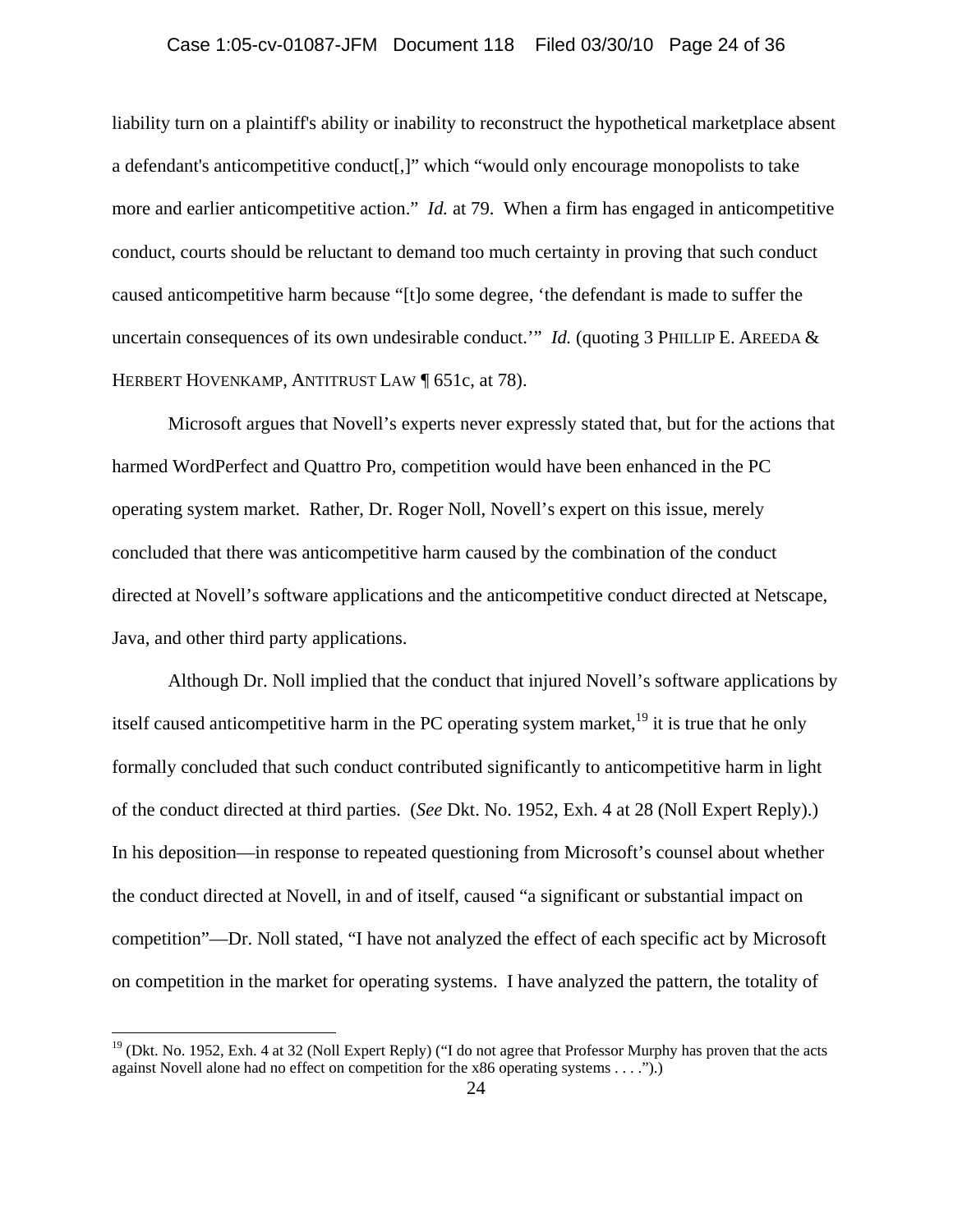liability turn on a plaintiff's ability or inability to reconstruct the hypothetical marketplace absent a defendant's anticompetitive conduct[,]" which "would only encourage monopolists to take more and earlier anticompetitive action." *Id.* at 79. When a firm has engaged in anticompetitive conduct, courts should be reluctant to demand too much certainty in proving that such conduct caused anticompetitive harm because "[t]o some degree, 'the defendant is made to suffer the uncertain consequences of its own undesirable conduct.'" *Id.* (quoting 3 PHILLIP E. AREEDA & HERBERT HOVENKAMP, ANTITRUST LAW ¶ 651c, at 78).

Microsoft argues that Novell's experts never expressly stated that, but for the actions that harmed WordPerfect and Quattro Pro, competition would have been enhanced in the PC operating system market. Rather, Dr. Roger Noll, Novell's expert on this issue, merely concluded that there was anticompetitive harm caused by the combination of the conduct directed at Novell's software applications and the anticompetitive conduct directed at Netscape, Java, and other third party applications.

Although Dr. Noll implied that the conduct that injured Novell's software applications by itself caused anticompetitive harm in the PC operating system market,[19] it is true that he only formally concluded that such conduct contributed significantly to anticompetitive harm in light of the conduct directed at third parties. (*See* Dkt. No. 1952, Exh. 4 at 28 (Noll Expert Reply).) In his deposition—in response to repeated questioning from Microsoft's counsel about whether the conduct directed at Novell, in and of itself, caused "a significant or substantial impact on competition"—Dr. Noll stated, "I have not analyzed the effect of each specific act by Microsoft on competition in the market for operating systems. I have analyzed the pattern, the totality of

[19] (Dkt. No. 1952, Exh. 4 at 32 (Noll Expert Reply) ("I do not agree that Professor Murphy has proven that the acts against Novell alone had no effect on competition for the x86 operating systems . . . .").)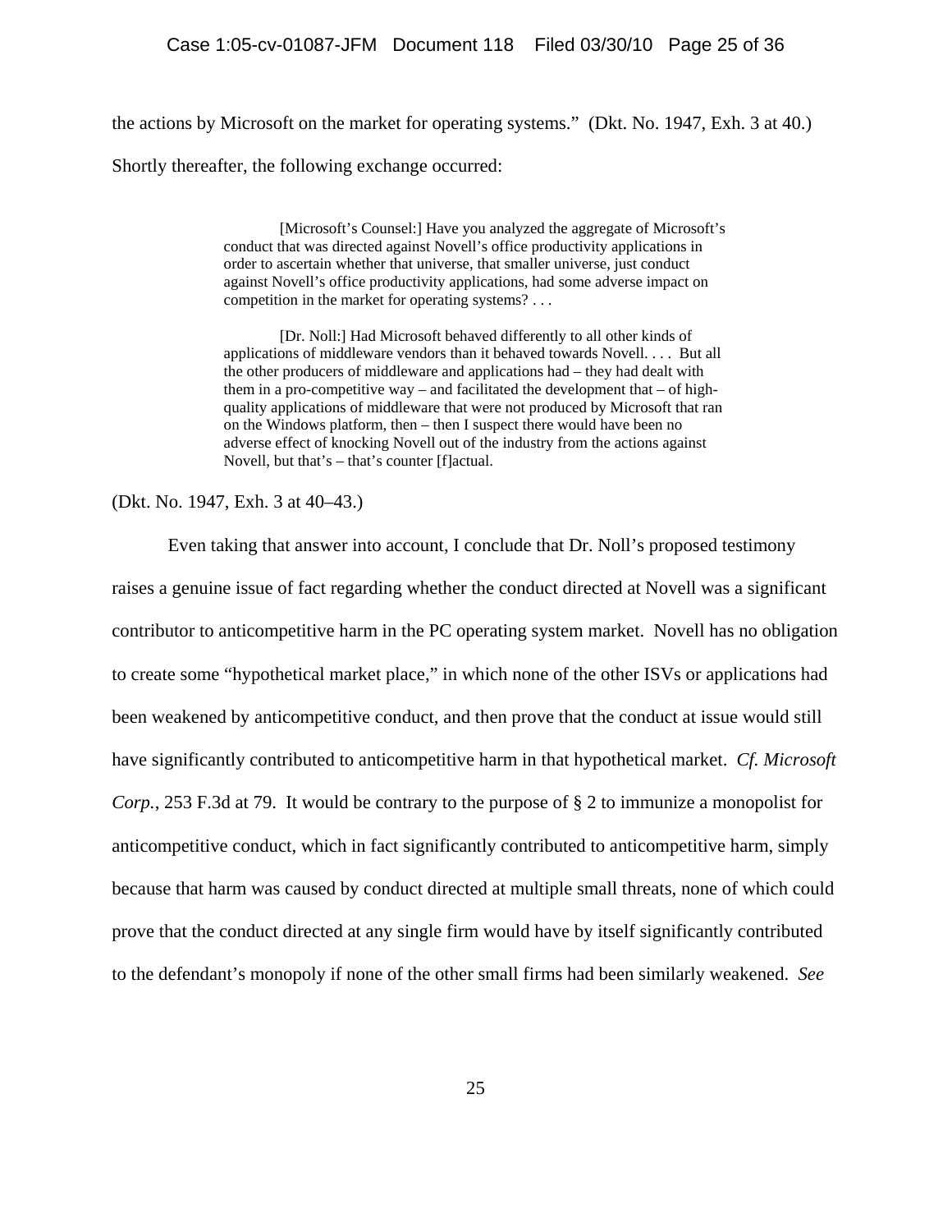the actions by Microsoft on the market for operating systems." (Dkt. No. 1947, Exh. 3 at 40.) Shortly thereafter, the following exchange occurred:

> [Microsoft's Counsel:] Have you analyzed the aggregate of Microsoft's conduct that was directed against Novell's office productivity applications in order to ascertain whether that universe, that smaller universe, just conduct against Novell's office productivity applications, had some adverse impact on competition in the market for operating systems? . . .
>
> [Dr. Noll:] Had Microsoft behaved differently to all other kinds of applications of middleware vendors than it behaved towards Novell. . . . But all the other producers of middleware and applications had – they had dealt with them in a pro-competitive way – and facilitated the development that – of high-quality applications of middleware that were not produced by Microsoft that ran on the Windows platform, then – then I suspect there would have been no adverse effect of knocking Novell out of the industry from the actions against Novell, but that's – that's counter [f]actual.

(Dkt. No. 1947, Exh. 3 at 40–43.)

Even taking that answer into account, I conclude that Dr. Noll's proposed testimony raises a genuine issue of fact regarding whether the conduct directed at Novell was a significant contributor to anticompetitive harm in the PC operating system market. Novell has no obligation to create some "hypothetical market place," in which none of the other ISVs or applications had been weakened by anticompetitive conduct, and then prove that the conduct at issue would still have significantly contributed to anticompetitive harm in that hypothetical market. *Cf. Microsoft Corp.*, 253 F.3d at 79. It would be contrary to the purpose of § 2 to immunize a monopolist for anticompetitive conduct, which in fact significantly contributed to anticompetitive harm, simply because that harm was caused by conduct directed at multiple small threats, none of which could prove that the conduct directed at any single firm would have by itself significantly contributed to the defendant's monopoly if none of the other small firms had been similarly weakened. *See*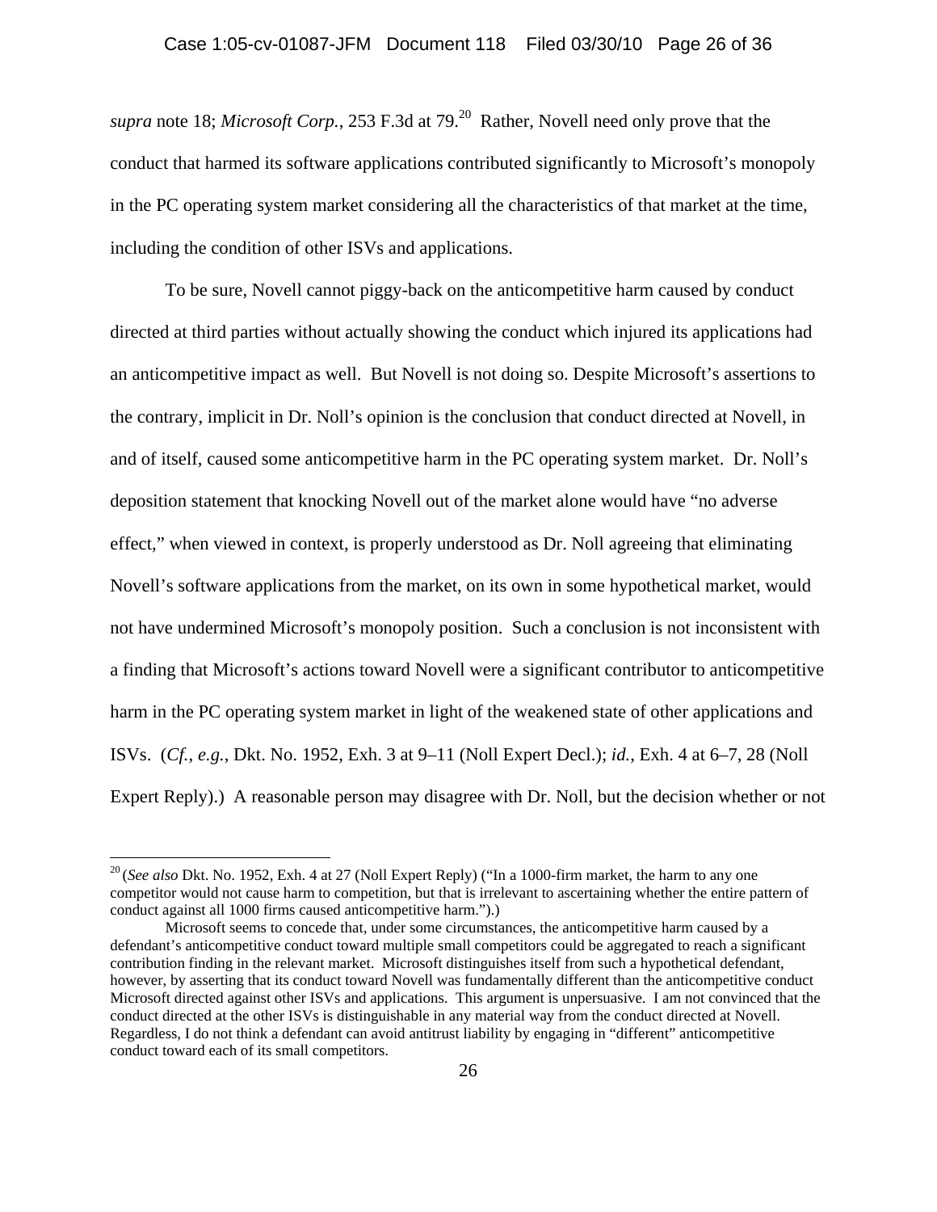*supra* note 18; *Microsoft Corp.*, 253 F.3d at 79.[20] Rather, Novell need only prove that the conduct that harmed its software applications contributed significantly to Microsoft's monopoly in the PC operating system market considering all the characteristics of that market at the time, including the condition of other ISVs and applications.

To be sure, Novell cannot piggy-back on the anticompetitive harm caused by conduct directed at third parties without actually showing the conduct which injured its applications had an anticompetitive impact as well. But Novell is not doing so. Despite Microsoft's assertions to the contrary, implicit in Dr. Noll's opinion is the conclusion that conduct directed at Novell, in and of itself, caused some anticompetitive harm in the PC operating system market. Dr. Noll's deposition statement that knocking Novell out of the market alone would have "no adverse effect," when viewed in context, is properly understood as Dr. Noll agreeing that eliminating Novell's software applications from the market, on its own in some hypothetical market, would not have undermined Microsoft's monopoly position. Such a conclusion is not inconsistent with a finding that Microsoft's actions toward Novell were a significant contributor to anticompetitive harm in the PC operating system market in light of the weakened state of other applications and ISVs. (*Cf., e.g.*, Dkt. No. 1952, Exh. 3 at 9–11 (Noll Expert Decl.); *id.*, Exh. 4 at 6–7, 28 (Noll Expert Reply).) A reasonable person may disagree with Dr. Noll, but the decision whether or not

---

[20] (*See also* Dkt. No. 1952, Exh. 4 at 27 (Noll Expert Reply) ("In a 1000-firm market, the harm to any one competitor would not cause harm to competition, but that is irrelevant to ascertaining whether the entire pattern of conduct against all 1000 firms caused anticompetitive harm.").)

Microsoft seems to concede that, under some circumstances, the anticompetitive harm caused by a defendant's anticompetitive conduct toward multiple small competitors could be aggregated to reach a significant contribution finding in the relevant market. Microsoft distinguishes itself from such a hypothetical defendant, however, by asserting that its conduct toward Novell was fundamentally different than the anticompetitive conduct Microsoft directed against other ISVs and applications. This argument is unpersuasive. I am not convinced that the conduct directed at the other ISVs is distinguishable in any material way from the conduct directed at Novell. Regardless, I do not think a defendant can avoid antitrust liability by engaging in "different" anticompetitive conduct toward each of its small competitors.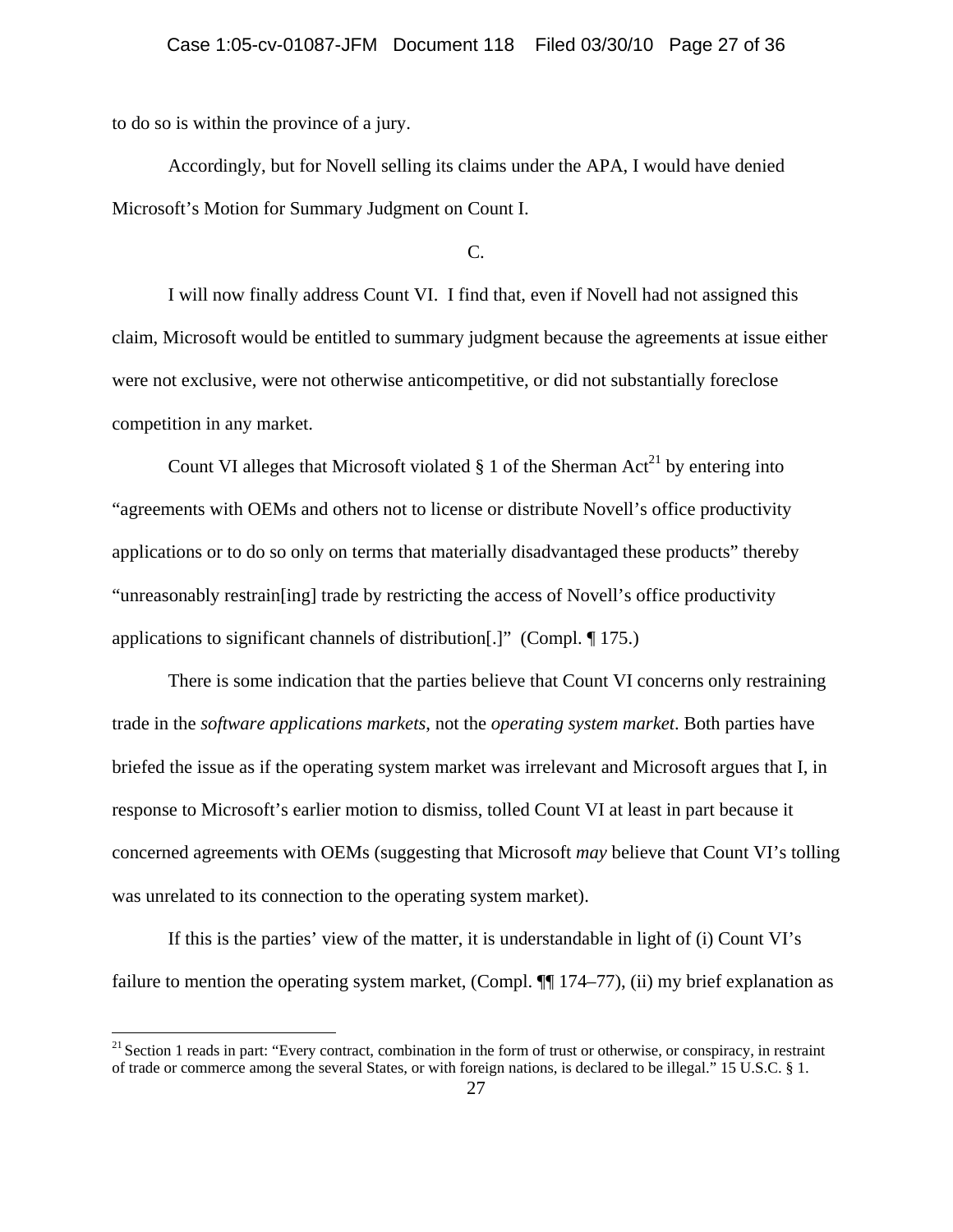to do so is within the province of a jury.

Accordingly, but for Novell selling its claims under the APA, I would have denied Microsoft's Motion for Summary Judgment on Count I.

C.

I will now finally address Count VI. I find that, even if Novell had not assigned this claim, Microsoft would be entitled to summary judgment because the agreements at issue either were not exclusive, were not otherwise anticompetitive, or did not substantially foreclose competition in any market.

Count VI alleges that Microsoft violated § 1 of the Sherman Act[21] by entering into "agreements with OEMs and others not to license or distribute Novell's office productivity applications or to do so only on terms that materially disadvantaged these products" thereby "unreasonably restrain[ing] trade by restricting the access of Novell's office productivity applications to significant channels of distribution[.]" (Compl. ¶ 175.)

There is some indication that the parties believe that Count VI concerns only restraining trade in the *software applications markets*, not the *operating system market*. Both parties have briefed the issue as if the operating system market was irrelevant and Microsoft argues that I, in response to Microsoft's earlier motion to dismiss, tolled Count VI at least in part because it concerned agreements with OEMs (suggesting that Microsoft *may* believe that Count VI's tolling was unrelated to its connection to the operating system market).

If this is the parties' view of the matter, it is understandable in light of (i) Count VI's failure to mention the operating system market, (Compl. ¶¶ 174–77), (ii) my brief explanation as

[21] Section 1 reads in part: "Every contract, combination in the form of trust or otherwise, or conspiracy, in restraint of trade or commerce among the several States, or with foreign nations, is declared to be illegal." 15 U.S.C. § 1.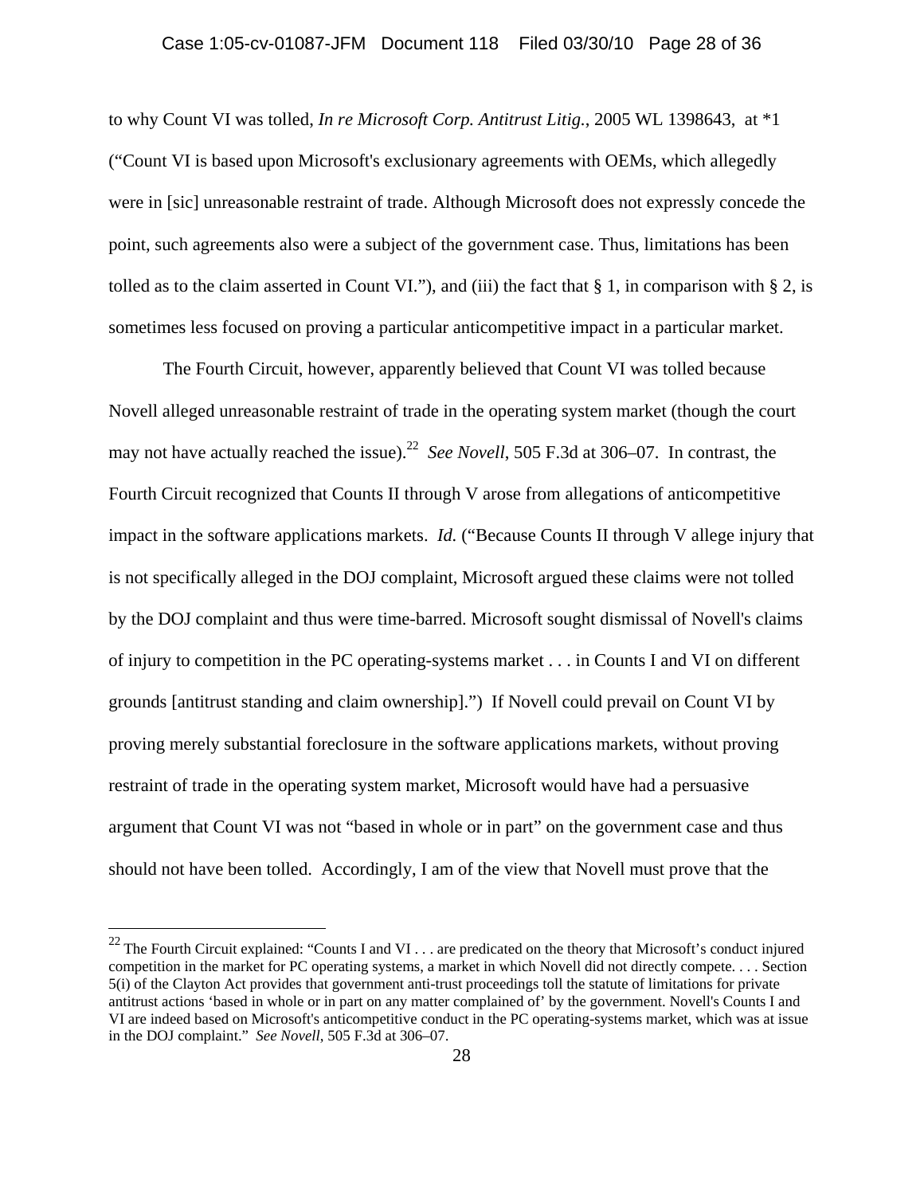to why Count VI was tolled, *In re Microsoft Corp. Antitrust Litig.*, 2005 WL 1398643, at *1 ("Count VI is based upon Microsoft's exclusionary agreements with OEMs, which allegedly were in [sic] unreasonable restraint of trade. Although Microsoft does not expressly concede the point, such agreements also were a subject of the government case. Thus, limitations has been tolled as to the claim asserted in Count VI."), and (iii) the fact that § 1, in comparison with § 2, is sometimes less focused on proving a particular anticompetitive impact in a particular market.

The Fourth Circuit, however, apparently believed that Count VI was tolled because Novell alleged unreasonable restraint of trade in the operating system market (though the court may not have actually reached the issue).[22] *See Novell*, 505 F.3d at 306–07. In contrast, the Fourth Circuit recognized that Counts II through V arose from allegations of anticompetitive impact in the software applications markets. *Id.* ("Because Counts II through V allege injury that is not specifically alleged in the DOJ complaint, Microsoft argued these claims were not tolled by the DOJ complaint and thus were time-barred. Microsoft sought dismissal of Novell's claims of injury to competition in the PC operating-systems market . . . in Counts I and VI on different grounds [antitrust standing and claim ownership].") If Novell could prevail on Count VI by proving merely substantial foreclosure in the software applications markets, without proving restraint of trade in the operating system market, Microsoft would have had a persuasive argument that Count VI was not "based in whole or in part" on the government case and thus should not have been tolled. Accordingly, I am of the view that Novell must prove that the

---

[22] The Fourth Circuit explained: "Counts I and VI . . . are predicated on the theory that Microsoft's conduct injured competition in the market for PC operating systems, a market in which Novell did not directly compete. . . . Section 5(i) of the Clayton Act provides that government anti-trust proceedings toll the statute of limitations for private antitrust actions 'based in whole or in part on any matter complained of' by the government. Novell's Counts I and VI are indeed based on Microsoft's anticompetitive conduct in the PC operating-systems market, which was at issue in the DOJ complaint." *See Novell*, 505 F.3d at 306–07.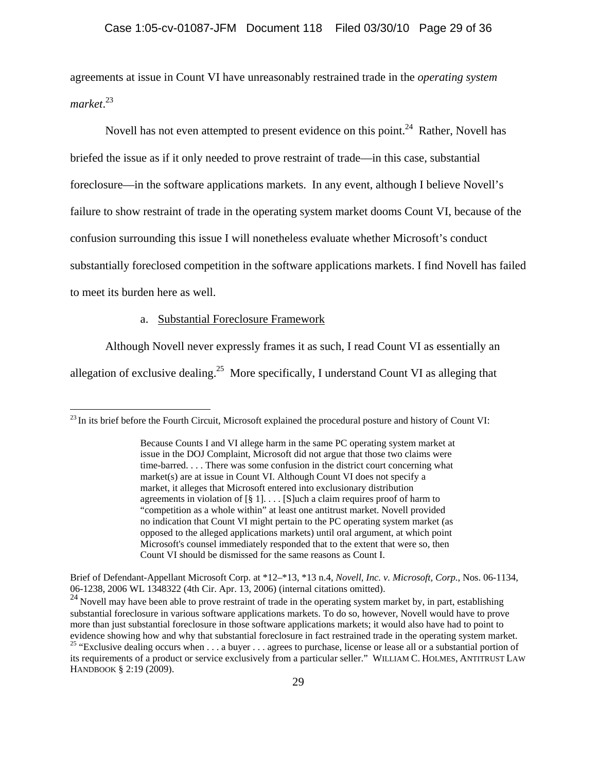agreements at issue in Count VI have unreasonably restrained trade in the *operating system market*.[23]

Novell has not even attempted to present evidence on this point.[24] Rather, Novell has briefed the issue as if it only needed to prove restraint of trade—in this case, substantial foreclosure—in the software applications markets. In any event, although I believe Novell's failure to show restraint of trade in the operating system market dooms Count VI, because of the confusion surrounding this issue I will nonetheless evaluate whether Microsoft's conduct substantially foreclosed competition in the software applications markets. I find Novell has failed to meet its burden here as well.

a. Substantial Foreclosure Framework

Although Novell never expressly frames it as such, I read Count VI as essentially an allegation of exclusive dealing.[25] More specifically, I understand Count VI as alleging that

---

[23] In its brief before the Fourth Circuit, Microsoft explained the procedural posture and history of Count VI:

> Because Counts I and VI allege harm in the same PC operating system market at issue in the DOJ Complaint, Microsoft did not argue that those two claims were time-barred. . . . There was some confusion in the district court concerning what market(s) are at issue in Count VI. Although Count VI does not specify a market, it alleges that Microsoft entered into exclusionary distribution agreements in violation of [§ 1]. . . . [S]uch a claim requires proof of harm to "competition as a whole within" at least one antitrust market. Novell provided no indication that Count VI might pertain to the PC operating system market (as opposed to the alleged applications markets) until oral argument, at which point Microsoft's counsel immediately responded that to the extent that were so, then Count VI should be dismissed for the same reasons as Count I.

Brief of Defendant-Appellant Microsoft Corp. at *12–*13, *13 n.4, *Novell, Inc. v. Microsoft, Corp.*, Nos. 06-1134, 06-1238, 2006 WL 1348322 (4th Cir. Apr. 13, 2006) (internal citations omitted).

[24] Novell may have been able to prove restraint of trade in the operating system market by, in part, establishing substantial foreclosure in various software applications markets. To do so, however, Novell would have to prove more than just substantial foreclosure in those software applications markets; it would also have had to point to evidence showing how and why that substantial foreclosure in fact restrained trade in the operating system market.

[25] "Exclusive dealing occurs when . . . a buyer . . . agrees to purchase, license or lease all or a substantial portion of its requirements of a product or service exclusively from a particular seller." WILLIAM C. HOLMES, ANTITRUST LAW HANDBOOK § 2:19 (2009).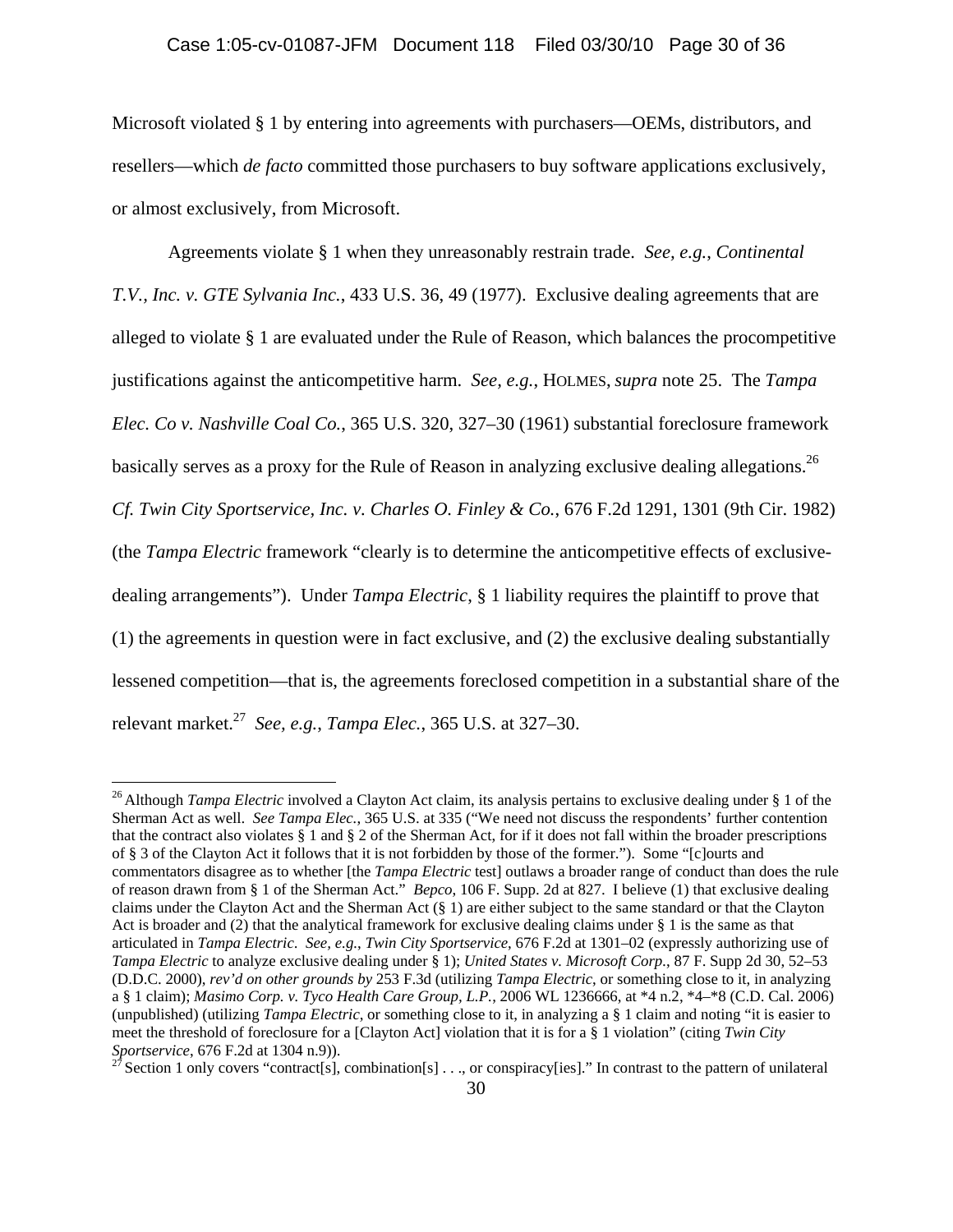Microsoft violated § 1 by entering into agreements with purchasers—OEMs, distributors, and resellers—which *de facto* committed those purchasers to buy software applications exclusively, or almost exclusively, from Microsoft.

Agreements violate § 1 when they unreasonably restrain trade. *See, e.g.*, *Continental T.V., Inc. v. GTE Sylvania Inc.*, 433 U.S. 36, 49 (1977). Exclusive dealing agreements that are alleged to violate § 1 are evaluated under the Rule of Reason, which balances the procompetitive justifications against the anticompetitive harm. *See, e.g.*, HOLMES, *supra* note 25. The *Tampa Elec. Co v. Nashville Coal Co.*, 365 U.S. 320, 327–30 (1961) substantial foreclosure framework basically serves as a proxy for the Rule of Reason in analyzing exclusive dealing allegations.[26] *Cf. Twin City Sportservice, Inc. v. Charles O. Finley & Co.*, 676 F.2d 1291, 1301 (9th Cir. 1982) (the *Tampa Electric* framework "clearly is to determine the anticompetitive effects of exclusive-dealing arrangements"). Under *Tampa Electric*, § 1 liability requires the plaintiff to prove that (1) the agreements in question were in fact exclusive, and (2) the exclusive dealing substantially lessened competition—that is, the agreements foreclosed competition in a substantial share of the relevant market.[27] *See, e.g.*, *Tampa Elec.*, 365 U.S. at 327–30.

---

[26] Although *Tampa Electric* involved a Clayton Act claim, its analysis pertains to exclusive dealing under § 1 of the Sherman Act as well. *See Tampa Elec.*, 365 U.S. at 335 ("We need not discuss the respondents' further contention that the contract also violates § 1 and § 2 of the Sherman Act, for if it does not fall within the broader prescriptions of § 3 of the Clayton Act it follows that it is not forbidden by those of the former."). Some "[c]ourts and commentators disagree as to whether [the *Tampa Electric* test] outlaws a broader range of conduct than does the rule of reason drawn from § 1 of the Sherman Act." *Bepco*, 106 F. Supp. 2d at 827. I believe (1) that exclusive dealing claims under the Clayton Act and the Sherman Act (§ 1) are either subject to the same standard or that the Clayton Act is broader and (2) that the analytical framework for exclusive dealing claims under § 1 is the same as that articulated in *Tampa Electric*. *See, e.g.*, *Twin City Sportservice*, 676 F.2d at 1301–02 (expressly authorizing use of *Tampa Electric* to analyze exclusive dealing under § 1); *United States v. Microsoft Corp.*, 87 F. Supp 2d 30, 52–53 (D.D.C. 2000), *rev'd on other grounds by* 253 F.3d (utilizing *Tampa Electric*, or something close to it, in analyzing a § 1 claim); *Masimo Corp. v. Tyco Health Care Group, L.P.*, 2006 WL 1236666, at *4 n.2, *4–*8 (C.D. Cal. 2006) (unpublished) (utilizing *Tampa Electric*, or something close to it, in analyzing a § 1 claim and noting "it is easier to meet the threshold of foreclosure for a [Clayton Act] violation that it is for a § 1 violation" (citing *Twin City Sportservice*, 676 F.2d at 1304 n.9)).

[27] Section 1 only covers "contract[s], combination[s] . . ., or conspiracy[ies]." In contrast to the pattern of unilateral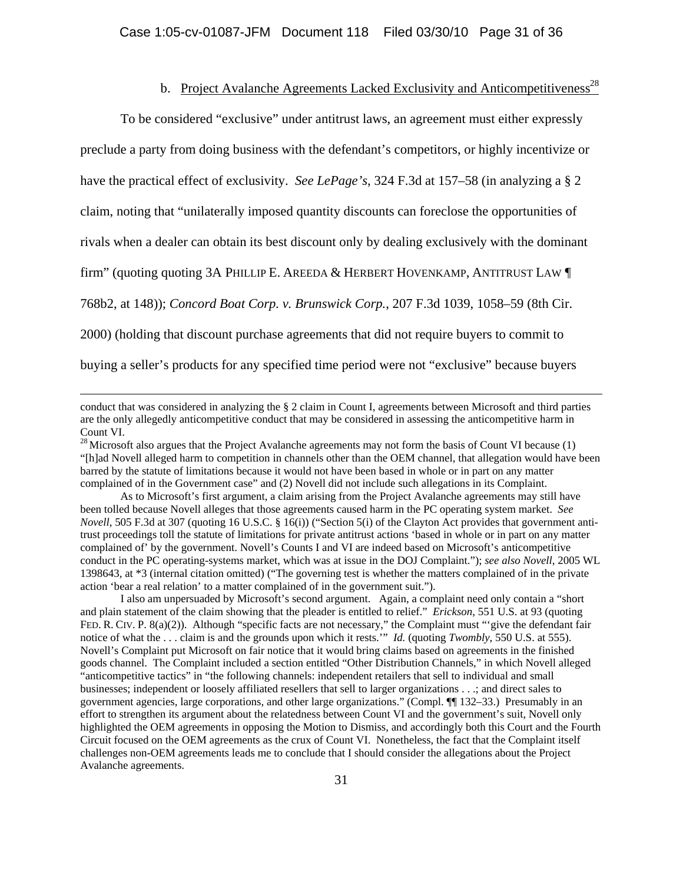b. Project Avalanche Agreements Lacked Exclusivity and Anticompetitiveness[28]

To be considered "exclusive" under antitrust laws, an agreement must either expressly preclude a party from doing business with the defendant's competitors, or highly incentivize or have the practical effect of exclusivity. *See LePage's*, 324 F.3d at 157–58 (in analyzing a § 2 claim, noting that "unilaterally imposed quantity discounts can foreclose the opportunities of rivals when a dealer can obtain its best discount only by dealing exclusively with the dominant firm" (quoting quoting 3A PHILLIP E. AREEDA & HERBERT HOVENKAMP, ANTITRUST LAW ¶ 768b2, at 148)); *Concord Boat Corp. v. Brunswick Corp.*, 207 F.3d 1039, 1058–59 (8th Cir. 2000) (holding that discount purchase agreements that did not require buyers to commit to buying a seller's products for any specified time period were not "exclusive" because buyers

---

conduct that was considered in analyzing the § 2 claim in Count I, agreements between Microsoft and third parties are the only allegedly anticompetitive conduct that may be considered in assessing the anticompetitive harm in Count VI.

[28] Microsoft also argues that the Project Avalanche agreements may not form the basis of Count VI because (1) "[h]ad Novell alleged harm to competition in channels other than the OEM channel, that allegation would have been barred by the statute of limitations because it would not have been based in whole or in part on any matter complained of in the Government case" and (2) Novell did not include such allegations in its Complaint.

As to Microsoft's first argument, a claim arising from the Project Avalanche agreements may still have been tolled because Novell alleges that those agreements caused harm in the PC operating system market. *See Novell*, 505 F.3d at 307 (quoting 16 U.S.C. § 16(i)) ("Section 5(i) of the Clayton Act provides that government anti-trust proceedings toll the statute of limitations for private antitrust actions 'based in whole or in part on any matter complained of' by the government. Novell's Counts I and VI are indeed based on Microsoft's anticompetitive conduct in the PC operating-systems market, which was at issue in the DOJ Complaint."); *see also Novell*, 2005 WL 1398643, at *3 (internal citation omitted) ("The governing test is whether the matters complained of in the private action 'bear a real relation' to a matter complained of in the government suit.").

I also am unpersuaded by Microsoft's second argument. Again, a complaint need only contain a "short and plain statement of the claim showing that the pleader is entitled to relief." *Erickson*, 551 U.S. at 93 (quoting FED. R. CIV. P. 8(a)(2)). Although "specific facts are not necessary," the Complaint must "'give the defendant fair notice of what the . . . claim is and the grounds upon which it rests.'" *Id.* (quoting *Twombly*, 550 U.S. at 555). Novell's Complaint put Microsoft on fair notice that it would bring claims based on agreements in the finished goods channel. The Complaint included a section entitled "Other Distribution Channels," in which Novell alleged "anticompetitive tactics" in "the following channels: independent retailers that sell to individual and small businesses; independent or loosely affiliated resellers that sell to larger organizations . . .; and direct sales to government agencies, large corporations, and other large organizations." (Compl. ¶¶ 132–33.) Presumably in an effort to strengthen its argument about the relatedness between Count VI and the government's suit, Novell only highlighted the OEM agreements in opposing the Motion to Dismiss, and accordingly both this Court and the Fourth Circuit focused on the OEM agreements as the crux of Count VI. Nonetheless, the fact that the Complaint itself challenges non-OEM agreements leads me to conclude that I should consider the allegations about the Project Avalanche agreements.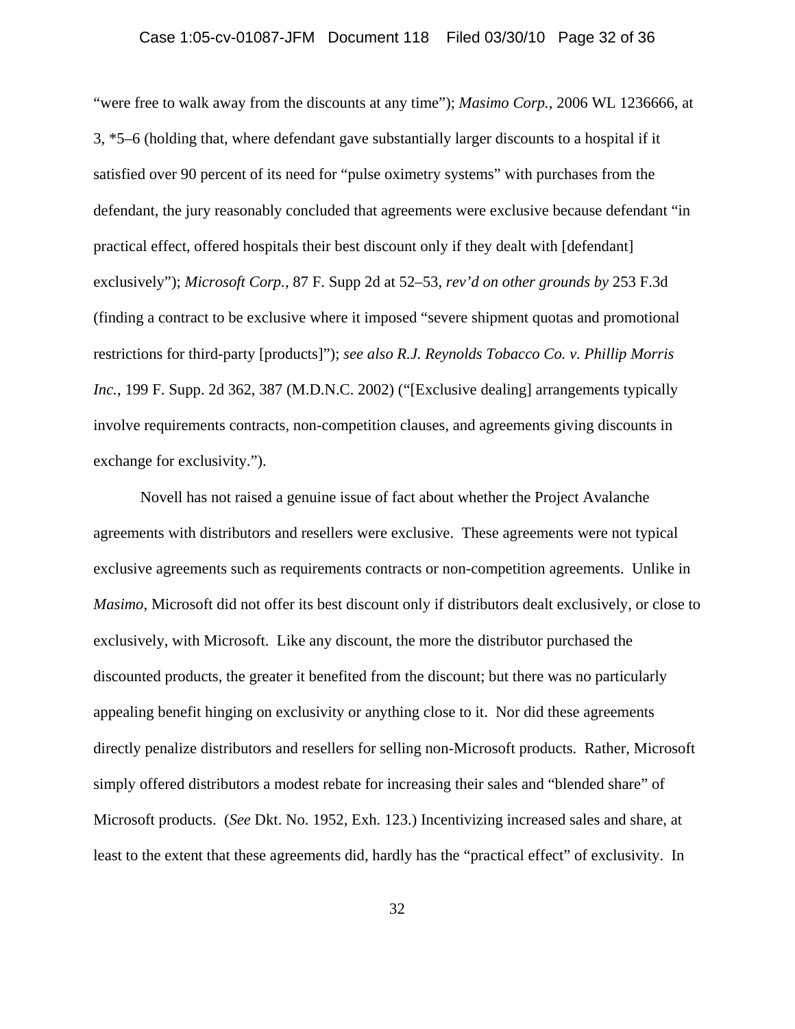"were free to walk away from the discounts at any time"); *Masimo Corp.*, 2006 WL 1236666, at 3, *5–6 (holding that, where defendant gave substantially larger discounts to a hospital if it satisfied over 90 percent of its need for "pulse oximetry systems" with purchases from the defendant, the jury reasonably concluded that agreements were exclusive because defendant "in practical effect, offered hospitals their best discount only if they dealt with [defendant] exclusively"); *Microsoft Corp.*, 87 F. Supp 2d at 52–53, *rev'd on other grounds by* 253 F.3d (finding a contract to be exclusive where it imposed "severe shipment quotas and promotional restrictions for third-party [products]"); *see also R.J. Reynolds Tobacco Co. v. Phillip Morris Inc.*, 199 F. Supp. 2d 362, 387 (M.D.N.C. 2002) ("[Exclusive dealing] arrangements typically involve requirements contracts, non-competition clauses, and agreements giving discounts in exchange for exclusivity.").

Novell has not raised a genuine issue of fact about whether the Project Avalanche agreements with distributors and resellers were exclusive. These agreements were not typical exclusive agreements such as requirements contracts or non-competition agreements. Unlike in *Masimo*, Microsoft did not offer its best discount only if distributors dealt exclusively, or close to exclusively, with Microsoft. Like any discount, the more the distributor purchased the discounted products, the greater it benefited from the discount; but there was no particularly appealing benefit hinging on exclusivity or anything close to it. Nor did these agreements directly penalize distributors and resellers for selling non-Microsoft products. Rather, Microsoft simply offered distributors a modest rebate for increasing their sales and "blended share" of Microsoft products. (*See* Dkt. No. 1952, Exh. 123.) Incentivizing increased sales and share, at least to the extent that these agreements did, hardly has the "practical effect" of exclusivity. In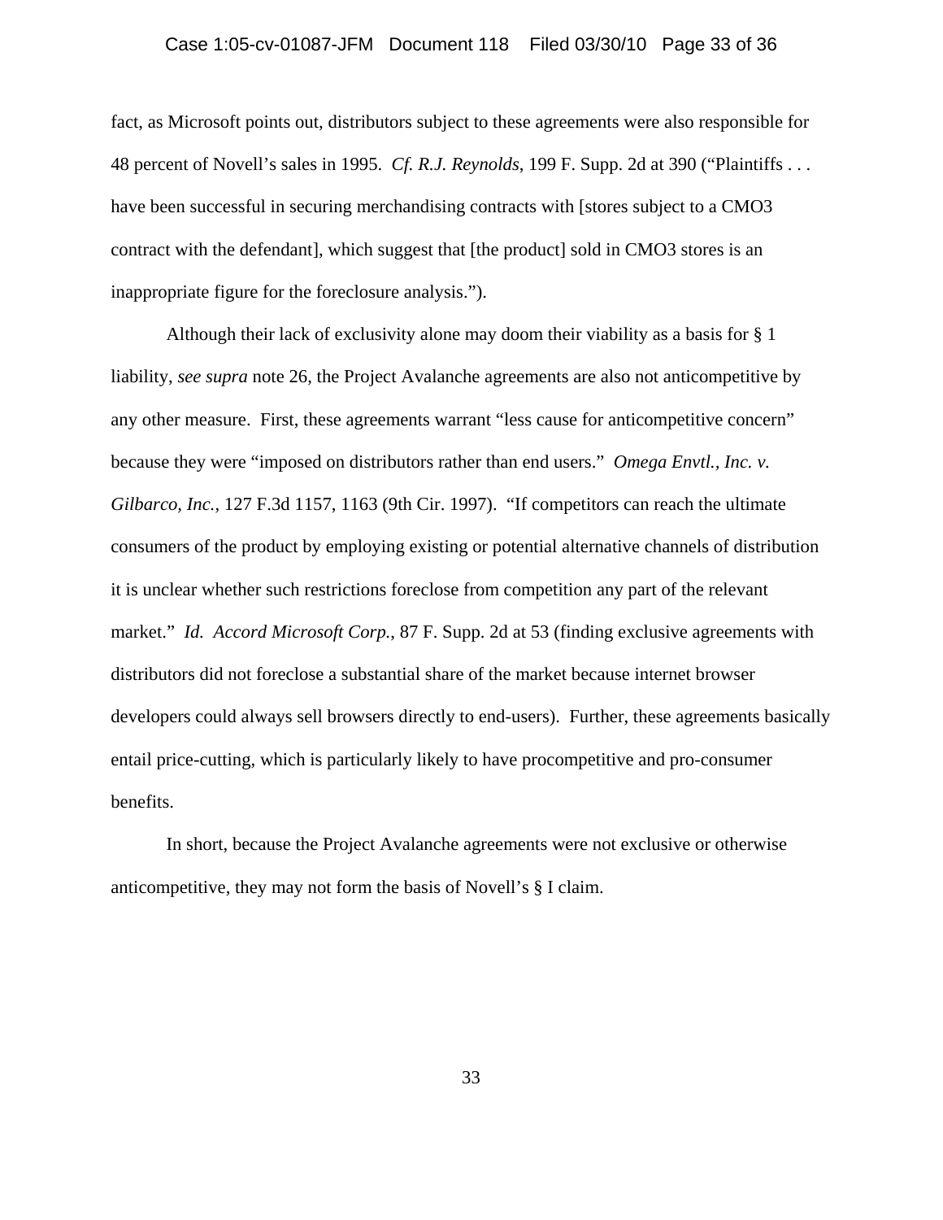fact, as Microsoft points out, distributors subject to these agreements were also responsible for 48 percent of Novell's sales in 1995. *Cf. R.J. Reynolds*, 199 F. Supp. 2d at 390 ("Plaintiffs . . . have been successful in securing merchandising contracts with [stores subject to a CMO3 contract with the defendant], which suggest that [the product] sold in CMO3 stores is an inappropriate figure for the foreclosure analysis.").

Although their lack of exclusivity alone may doom their viability as a basis for § 1 liability, *see supra* note 26, the Project Avalanche agreements are also not anticompetitive by any other measure. First, these agreements warrant "less cause for anticompetitive concern" because they were "imposed on distributors rather than end users." *Omega Envtl., Inc. v. Gilbarco, Inc.*, 127 F.3d 1157, 1163 (9th Cir. 1997). "If competitors can reach the ultimate consumers of the product by employing existing or potential alternative channels of distribution it is unclear whether such restrictions foreclose from competition any part of the relevant market." *Id. Accord Microsoft Corp.*, 87 F. Supp. 2d at 53 (finding exclusive agreements with distributors did not foreclose a substantial share of the market because internet browser developers could always sell browsers directly to end-users). Further, these agreements basically entail price-cutting, which is particularly likely to have procompetitive and pro-consumer benefits.

In short, because the Project Avalanche agreements were not exclusive or otherwise anticompetitive, they may not form the basis of Novell's § I claim.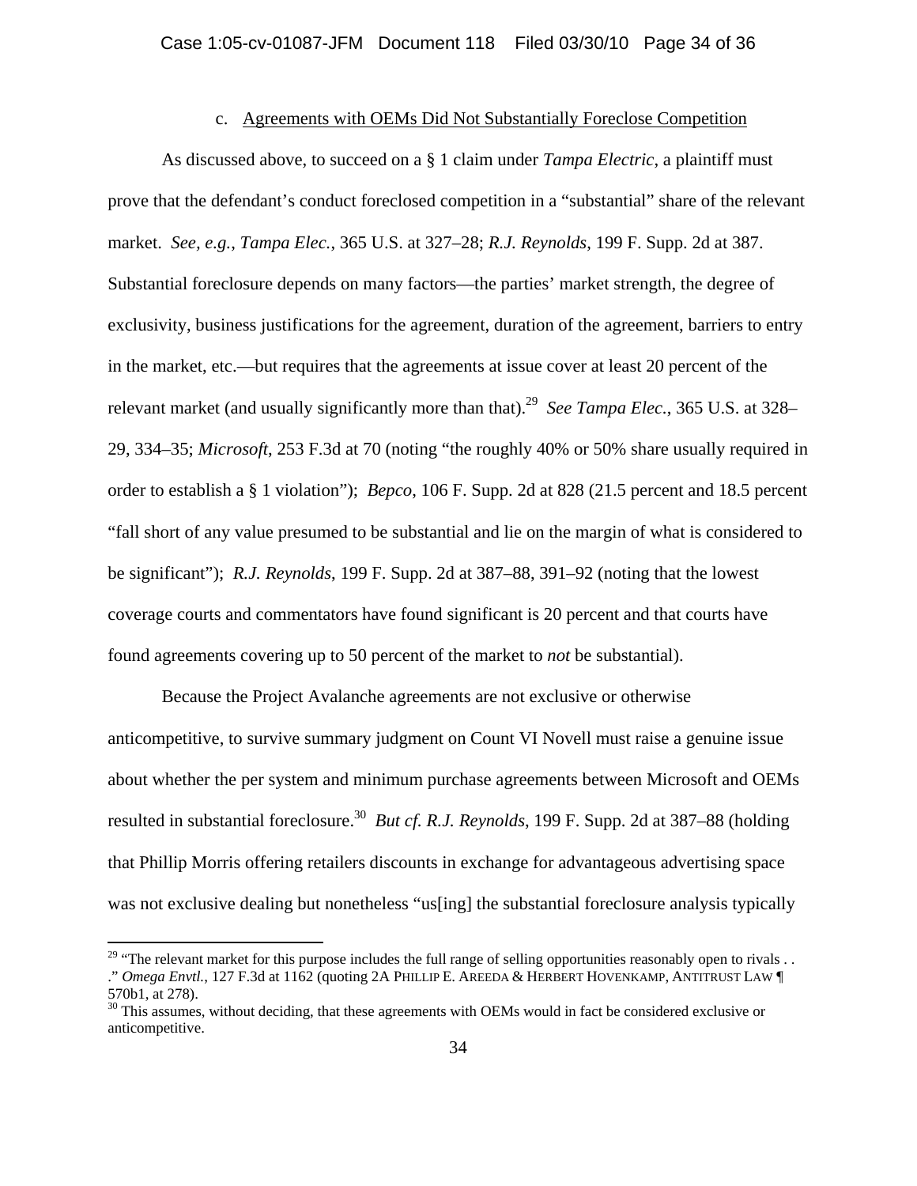### c. Agreements with OEMs Did Not Substantially Foreclose Competition

As discussed above, to succeed on a § 1 claim under *Tampa Electric*, a plaintiff must prove that the defendant's conduct foreclosed competition in a "substantial" share of the relevant market. *See, e.g.*, *Tampa Elec.*, 365 U.S. at 327–28; *R.J. Reynolds*, 199 F. Supp. 2d at 387. Substantial foreclosure depends on many factors—the parties' market strength, the degree of exclusivity, business justifications for the agreement, duration of the agreement, barriers to entry in the market, etc.—but requires that the agreements at issue cover at least 20 percent of the relevant market (and usually significantly more than that).[29] *See Tampa Elec.*, 365 U.S. at 328–29, 334–35; *Microsoft*, 253 F.3d at 70 (noting "the roughly 40% or 50% share usually required in order to establish a § 1 violation"); *Bepco*, 106 F. Supp. 2d at 828 (21.5 percent and 18.5 percent "fall short of any value presumed to be substantial and lie on the margin of what is considered to be significant"); *R.J. Reynolds*, 199 F. Supp. 2d at 387–88, 391–92 (noting that the lowest coverage courts and commentators have found significant is 20 percent and that courts have found agreements covering up to 50 percent of the market to *not* be substantial).

Because the Project Avalanche agreements are not exclusive or otherwise anticompetitive, to survive summary judgment on Count VI Novell must raise a genuine issue about whether the per system and minimum purchase agreements between Microsoft and OEMs resulted in substantial foreclosure.[30] *But cf. R.J. Reynolds*, 199 F. Supp. 2d at 387–88 (holding that Phillip Morris offering retailers discounts in exchange for advantageous advertising space was not exclusive dealing but nonetheless "us[ing] the substantial foreclosure analysis typically

---

[29] "The relevant market for this purpose includes the full range of selling opportunities reasonably open to rivals . . ." *Omega Envtl.*, 127 F.3d at 1162 (quoting 2A PHILLIP E. AREEDA & HERBERT HOVENKAMP, ANTITRUST LAW ¶ 570b1, at 278).

[30] This assumes, without deciding, that these agreements with OEMs would in fact be considered exclusive or anticompetitive.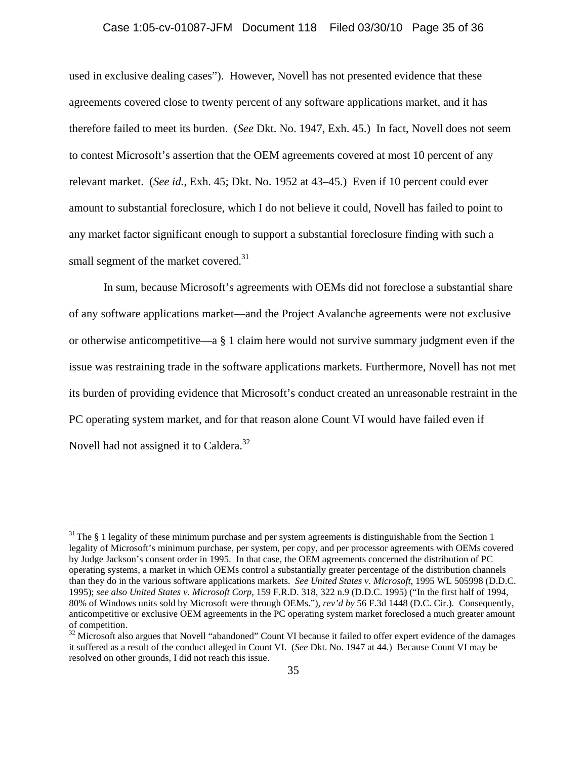used in exclusive dealing cases"). However, Novell has not presented evidence that these agreements covered close to twenty percent of any software applications market, and it has therefore failed to meet its burden. (*See* Dkt. No. 1947, Exh. 45.) In fact, Novell does not seem to contest Microsoft's assertion that the OEM agreements covered at most 10 percent of any relevant market. (*See id.*, Exh. 45; Dkt. No. 1952 at 43–45.) Even if 10 percent could ever amount to substantial foreclosure, which I do not believe it could, Novell has failed to point to any market factor significant enough to support a substantial foreclosure finding with such a small segment of the market covered.[31]

In sum, because Microsoft's agreements with OEMs did not foreclose a substantial share of any software applications market—and the Project Avalanche agreements were not exclusive or otherwise anticompetitive—a § 1 claim here would not survive summary judgment even if the issue was restraining trade in the software applications markets. Furthermore, Novell has not met its burden of providing evidence that Microsoft's conduct created an unreasonable restraint in the PC operating system market, and for that reason alone Count VI would have failed even if Novell had not assigned it to Caldera.[32]

---

[31] The § 1 legality of these minimum purchase and per system agreements is distinguishable from the Section 1 legality of Microsoft's minimum purchase, per system, per copy, and per processor agreements with OEMs covered by Judge Jackson's consent order in 1995. In that case, the OEM agreements concerned the distribution of PC operating systems, a market in which OEMs control a substantially greater percentage of the distribution channels than they do in the various software applications markets. *See United States v. Microsoft*, 1995 WL 505998 (D.D.C. 1995); *see also United States v. Microsoft Corp*, 159 F.R.D. 318, 322 n.9 (D.D.C. 1995) ("In the first half of 1994, 80% of Windows units sold by Microsoft were through OEMs."), *rev'd by* 56 F.3d 1448 (D.C. Cir.). Consequently, anticompetitive or exclusive OEM agreements in the PC operating system market foreclosed a much greater amount of competition.

[32] Microsoft also argues that Novell "abandoned" Count VI because it failed to offer expert evidence of the damages it suffered as a result of the conduct alleged in Count VI. (*See* Dkt. No. 1947 at 44.) Because Count VI may be resolved on other grounds, I did not reach this issue.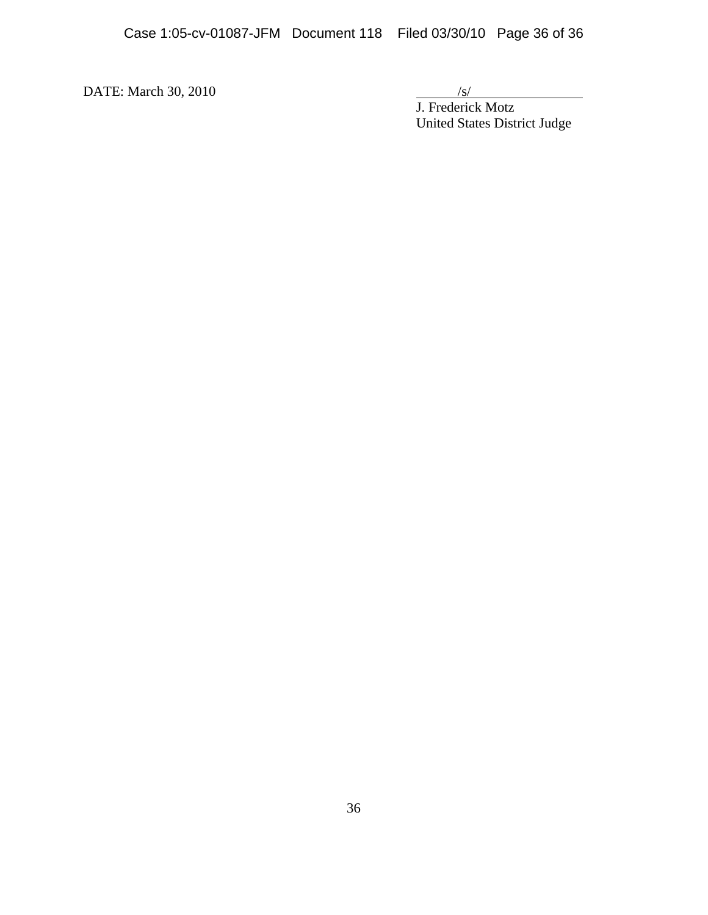DATE: March 30, 2010

/s/
J. Frederick Motz
United States District Judge